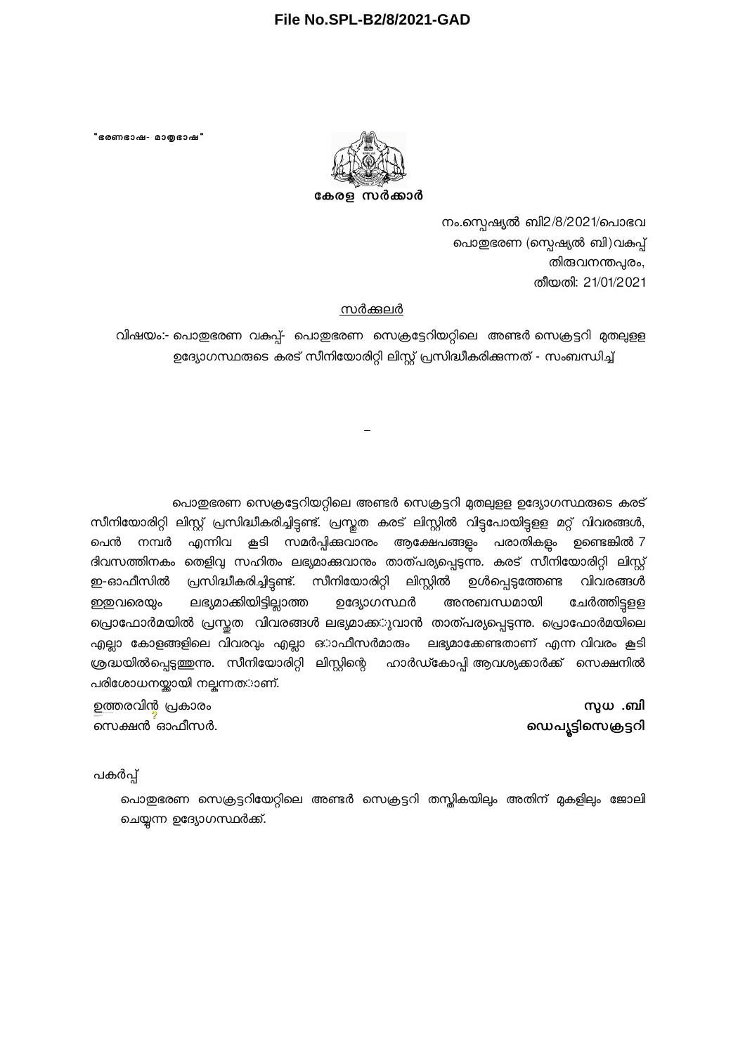**File No.SPL-B2/8/2021-GAD**

"ഭരണഭാഷ- മാതൃഭാഷ"

**കേരള സർക്കാർ**

നം.സ്പെഷ്യൽ ബി2/8/2021/പൊഭവ
പൊതുഭരണ (സ്പെഷ്യൽ ബി)വകുപ്പ്
തിരുവനന്തപുരം,
തീയതി: 21/01/2021

<u>സർക്കുലർ</u>

വിഷയം:- പൊതുഭരണ വകുപ്പ്- പൊതുഭരണ സെക്രട്ടേറിയറ്റിലെ അണ്ടർ സെക്രട്ടറി മുതലുള്ള ഉദ്യോഗസ്ഥരുടെ കരട് സീനിയോരിറ്റി ലിസ്റ്റ് പ്രസിദ്ധീകരിക്കുന്നത് - സംബന്ധിച്ച്

പൊതുഭരണ സെക്രട്ടേറിയറ്റിലെ അണ്ടർ സെക്രട്ടറി മുതലുള്ള ഉദ്യോഗസ്ഥരുടെ കരട് സീനിയോരിറ്റി ലിസ്റ്റ് പ്രസിദ്ധീകരിച്ചിട്ടുണ്ട്. പ്രസ്തുത കരട് ലിസ്റ്റിൽ വിട്ടുപോയിട്ടുള്ള മറ്റ് വിവരങ്ങൾ, പെൻ നമ്പർ എന്നിവ കൂടി സമർപ്പിക്കുവാനും ആക്ഷേപങ്ങളും പരാതികളും ഉണ്ടെങ്കിൽ 7 ദിവസത്തിനകം തെളിവു സഹിതം ലഭ്യമാക്കുവാനും താത്പര്യപ്പെടുന്നു. കരട് സീനിയോരിറ്റി ലിസ്റ്റ് ഇ-ഓഫീസിൽ പ്രസിദ്ധീകരിച്ചിട്ടുണ്ട്. സീനിയോരിറ്റി ലിസ്റ്റിൽ ഉൾപ്പെടുത്തേണ്ട വിവരങ്ങൾ ഇതുവരെയും ലഭ്യമാക്കിയിട്ടില്ലാത്ത ഉദ്യോഗസ്ഥർ അനുബന്ധമായി ചേർത്തിട്ടുള്ള പ്രൊഫോർമയിൽ പ്രസ്തുത വിവരങ്ങൾ ലഭ്യമാക്കുവാൻ താത്പര്യപ്പെടുന്നു. പ്രൊഫോർമയിലെ എല്ലാ കോളങ്ങളിലെ വിവരവും എല്ലാ ഓഫീസർമാരും ലഭ്യമാക്കേണ്ടതാണ് എന്ന വിവരം കൂടി ശ്രദ്ധയിൽപ്പെടുത്തുന്നു. സീനിയോരിറ്റി ലിസ്റ്റിന്റെ ഹാർഡ്കോപ്പി ആവശ്യക്കാർക്ക് സെക്ഷനിൽ പരിശോധനയ്ക്കായി നല്കുന്നതാണ്.

ഉത്തരവിൻ പ്രകാരം
സെക്ഷൻ ഓഫീസർ.

**സുധ .ബി**
**ഡെപ്യൂട്ടിസെക്രട്ടറി**

പകർപ്പ്

പൊതുഭരണ സെക്രട്ടറിയേറ്റിലെ അണ്ടർ സെക്രട്ടറി തസ്തികയിലും അതിന് മുകളിലും ജോലി ചെയ്യുന്ന ഉദ്യോഗസ്ഥർക്ക്.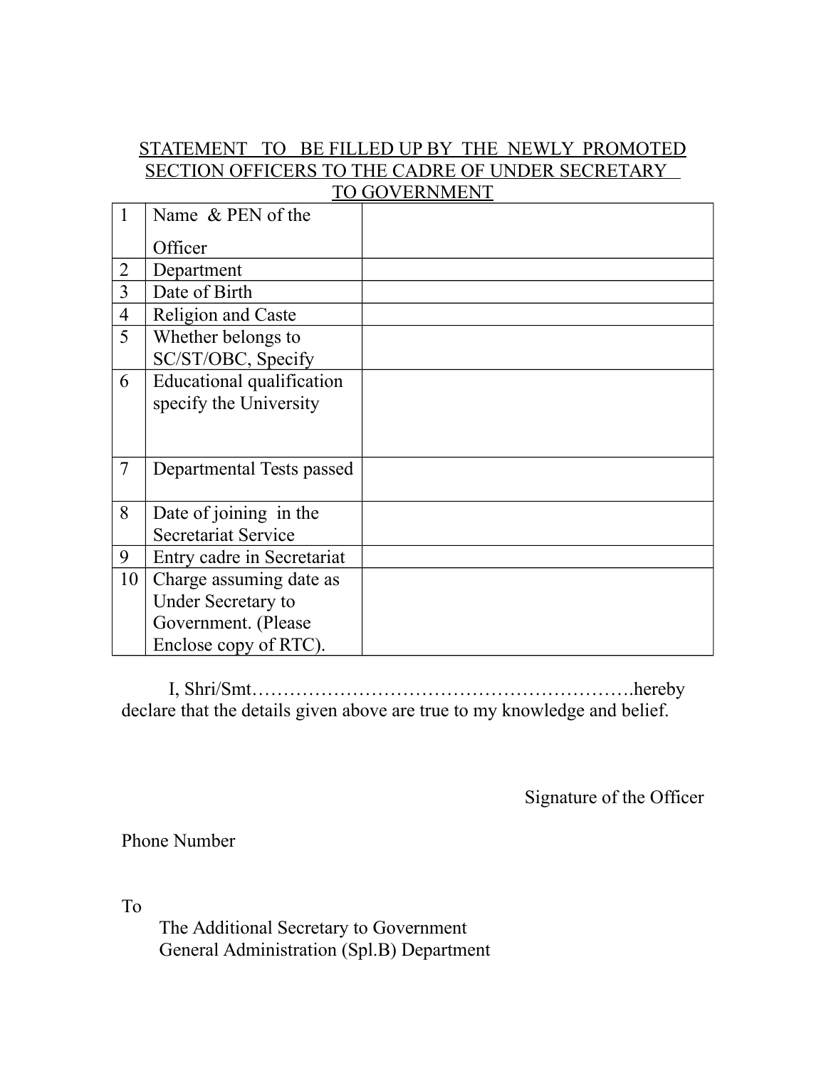## STATEMENT TO BE FILLED UP BY THE NEWLY PROMOTED SECTION OFFICERS TO THE CADRE OF UNDER SECRETARY TO GOVERNMENT

| | | |
|---|---|---|
| 1 | Name & PEN of the Officer | |
| 2 | Department | |
| 3 | Date of Birth | |
| 4 | Religion and Caste | |
| 5 | Whether belongs to SC/ST/OBC, Specify | |
| 6 | Educational qualification specify the University | |
| 7 | Departmental Tests passed | |
| 8 | Date of joining in the Secretariat Service | |
| 9 | Entry cadre in Secretariat | |
| 10 | Charge assuming date as Under Secretary to Government. (Please Enclose copy of RTC). | |

I, Shri/Smt…………………………………………………….hereby declare that the details given above are true to my knowledge and belief.

Signature of the Officer

Phone Number

To

The Additional Secretary to Government
General Administration (Spl.B) Department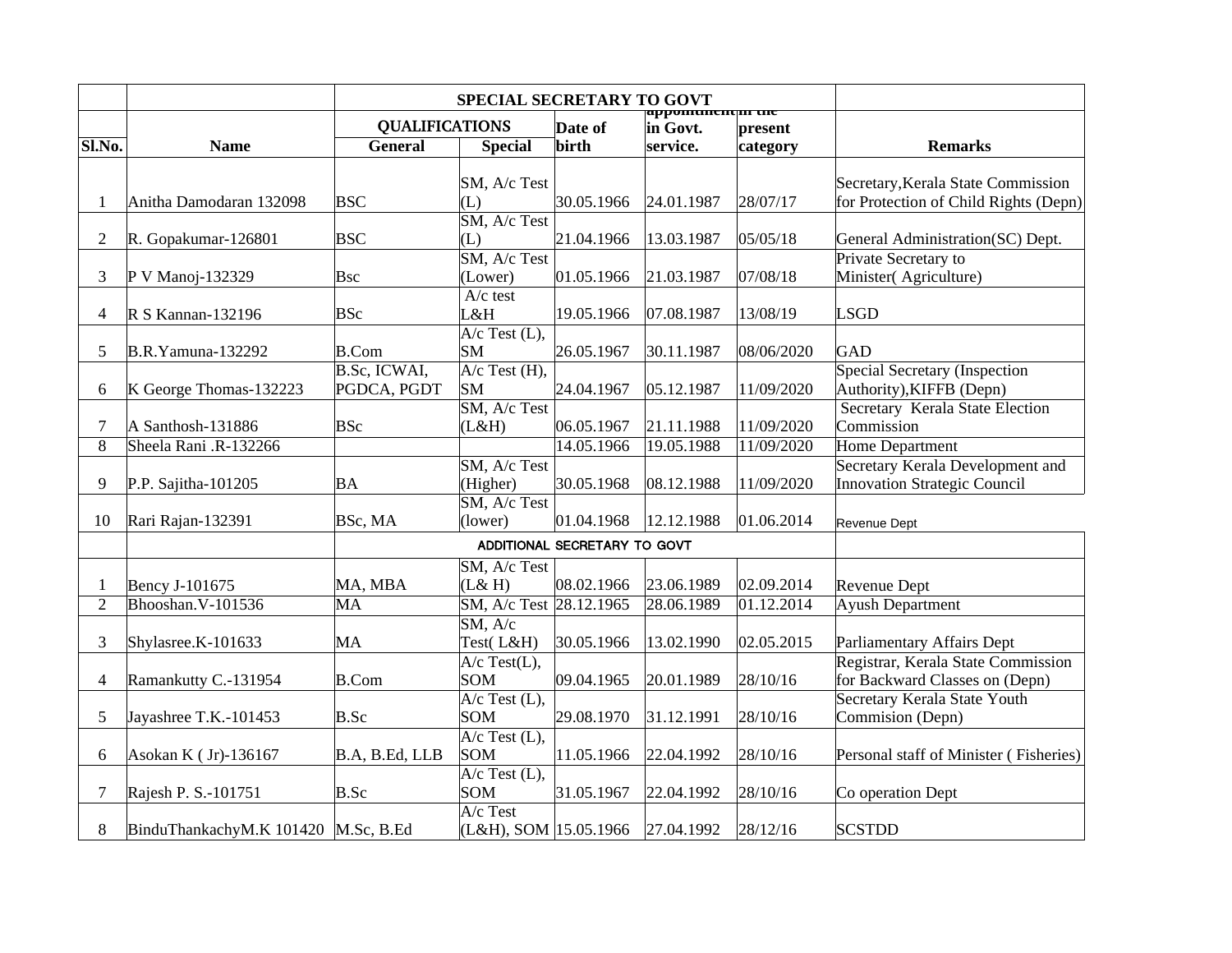| Sl.No. | Name | SPECIAL SECRETARY TO GOVT | | | | | Remarks |
|---|---|---|---|---|---|---|---|
| | | QUALIFICATIONS | | Date of birth | appointment in Govt. service. | in the present category | |
| | | General | Special | | | | |
| 1 | Anitha Damodaran 132098 | BSC | SM, A/c Test (L) | 30.05.1966 | 24.01.1987 | 28/07/17 | Secretary,Kerala State Commission for Protection of Child Rights (Depn) |
| 2 | R. Gopakumar-126801 | BSC | SM, A/c Test (L) | 21.04.1966 | 13.03.1987 | 05/05/18 | General Administration(SC) Dept. |
| 3 | P V Manoj-132329 | Bsc | SM, A/c Test (Lower) | 01.05.1966 | 21.03.1987 | 07/08/18 | Private Secretary to Minister( Agriculture) |
| 4 | R S Kannan-132196 | BSc | A/c test L&H | 19.05.1966 | 07.08.1987 | 13/08/19 | LSGD |
| 5 | B.R.Yamuna-132292 | B.Com | A/c Test (L), SM | 26.05.1967 | 30.11.1987 | 08/06/2020 | GAD |
| 6 | K George Thomas-132223 | B.Sc, ICWAI, PGDCA, PGDT | A/c Test (H), SM | 24.04.1967 | 05.12.1987 | 11/09/2020 | Special Secretary (Inspection Authority),KIFFB (Depn) |
| 7 | A Santhosh-131886 | BSc | SM, A/c Test (L&H) | 06.05.1967 | 21.11.1988 | 11/09/2020 | Secretary Kerala State Election Commission |
| 8 | Sheela Rani .R-132266 | | | 14.05.1966 | 19.05.1988 | 11/09/2020 | Home Department |
| 9 | P.P. Sajitha-101205 | BA | SM, A/c Test (Higher) | 30.05.1968 | 08.12.1988 | 11/09/2020 | Secretary Kerala Development and Innovation Strategic Council |
| 10 | Rari Rajan-132391 | BSc, MA | SM, A/c Test (lower) | 01.04.1968 | 12.12.1988 | 01.06.2014 | Revenue Dept |
| | | ADDITIONAL SECRETARY TO GOVT | | | | | |
| 1 | Bency J-101675 | MA, MBA | SM, A/c Test (L& H) | 08.02.1966 | 23.06.1989 | 02.09.2014 | Revenue Dept |
| 2 | Bhooshan.V-101536 | MA | SM, A/c Test | 28.12.1965 | 28.06.1989 | 01.12.2014 | Ayush Department |
| 3 | Shylasree.K-101633 | MA | SM, A/c Test( L&H) | 30.05.1966 | 13.02.1990 | 02.05.2015 | Parliamentary Affairs Dept |
| 4 | Ramankutty C.-131954 | B.Com | A/c Test(L), SOM | 09.04.1965 | 20.01.1989 | 28/10/16 | Registrar, Kerala State Commission for Backward Classes on (Depn) |
| 5 | Jayashree T.K.-101453 | B.Sc | A/c Test (L), SOM | 29.08.1970 | 31.12.1991 | 28/10/16 | Secretary Kerala State Youth Commision (Depn) |
| 6 | Asokan K ( Jr)-136167 | B.A, B.Ed, LLB | A/c Test (L), SOM | 11.05.1966 | 22.04.1992 | 28/10/16 | Personal staff of Minister ( Fisheries) |
| 7 | Rajesh P. S.-101751 | B.Sc | A/c Test (L), SOM | 31.05.1967 | 22.04.1992 | 28/10/16 | Co operation Dept |
| 8 | BinduThankachyM.K 101420 | M.Sc, B.Ed | A/c Test (L&H), SOM | 15.05.1966 | 27.04.1992 | 28/12/16 | SCSTDD |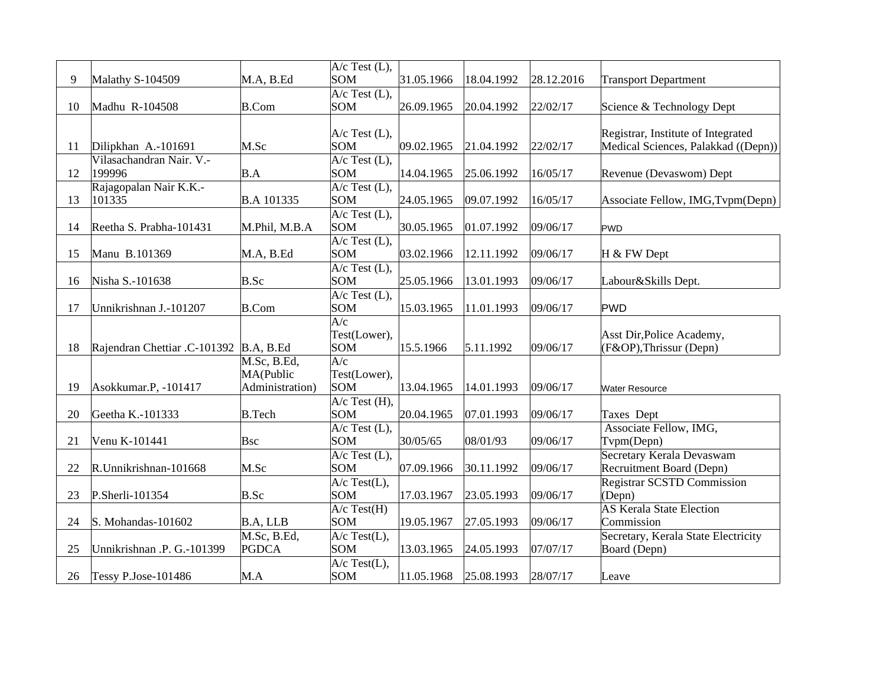| 9 | Malathy S-104509 | M.A, B.Ed | A/c Test (L), SOM | 31.05.1966 | 18.04.1992 | 28.12.2016 | Transport Department |
|---|---|---|---|---|---|---|---|
| 10 | Madhu R-104508 | B.Com | A/c Test (L), SOM | 26.09.1965 | 20.04.1992 | 22/02/17 | Science & Technology Dept |
| 11 | Dilipkhan A.-101691 | M.Sc | A/c Test (L), SOM | 09.02.1965 | 21.04.1992 | 22/02/17 | Registrar, Institute of Integrated Medical Sciences, Palakkad ((Depn)) |
| 12 | Vilasachandran Nair. V.-199996 | B.A | A/c Test (L), SOM | 14.04.1965 | 25.06.1992 | 16/05/17 | Revenue (Devaswom) Dept |
| 13 | Rajagopalan Nair K.K.-101335 | B.A 101335 | A/c Test (L), SOM | 24.05.1965 | 09.07.1992 | 16/05/17 | Associate Fellow, IMG,Tvpm(Depn) |
| 14 | Reetha S. Prabha-101431 | M.Phil, M.B.A | A/c Test (L), SOM | 30.05.1965 | 01.07.1992 | 09/06/17 | PWD |
| 15 | Manu B.101369 | M.A, B.Ed | A/c Test (L), SOM | 03.02.1966 | 12.11.1992 | 09/06/17 | H & FW Dept |
| 16 | Nisha S.-101638 | B.Sc | A/c Test (L), SOM | 25.05.1966 | 13.01.1993 | 09/06/17 | Labour&Skills Dept. |
| 17 | Unnikrishnan J.-101207 | B.Com | A/c Test (L), SOM | 15.03.1965 | 11.01.1993 | 09/06/17 | PWD |
| 18 | Rajendran Chettiar .C-101392 | B.A, B.Ed | A/c Test(Lower), SOM | 15.5.1966 | 5.11.1992 | 09/06/17 | Asst Dir,Police Academy, (F&OP),Thrissur (Depn) |
| 19 | Asokkumar.P, -101417 | M.Sc, B.Ed, MA(Public Administration) | A/c Test(Lower), SOM | 13.04.1965 | 14.01.1993 | 09/06/17 | Water Resource |
| 20 | Geetha K.-101333 | B.Tech | A/c Test (H), SOM | 20.04.1965 | 07.01.1993 | 09/06/17 | Taxes Dept |
| 21 | Venu K-101441 | Bsc | A/c Test (L), SOM | 30/05/65 | 08/01/93 | 09/06/17 | Associate Fellow, IMG, Tvpm(Depn) |
| 22 | R.Unnikrishnan-101668 | M.Sc | A/c Test (L), SOM | 07.09.1966 | 30.11.1992 | 09/06/17 | Secretary Kerala Devaswam Recruitment Board (Depn) |
| 23 | P.Sherli-101354 | B.Sc | A/c Test(L), SOM | 17.03.1967 | 23.05.1993 | 09/06/17 | Registrar SCSTD Commission (Depn) |
| 24 | S. Mohandas-101602 | B.A, LLB | A/c Test(H) SOM | 19.05.1967 | 27.05.1993 | 09/06/17 | AS Kerala State Election Commission |
| 25 | Unnikrishnan .P. G.-101399 | M.Sc, B.Ed, PGDCA | A/c Test(L), SOM | 13.03.1965 | 24.05.1993 | 07/07/17 | Secretary, Kerala State Electricity Board (Depn) |
| 26 | Tessy P.Jose-101486 | M.A | A/c Test(L), SOM | 11.05.1968 | 25.08.1993 | 28/07/17 | Leave |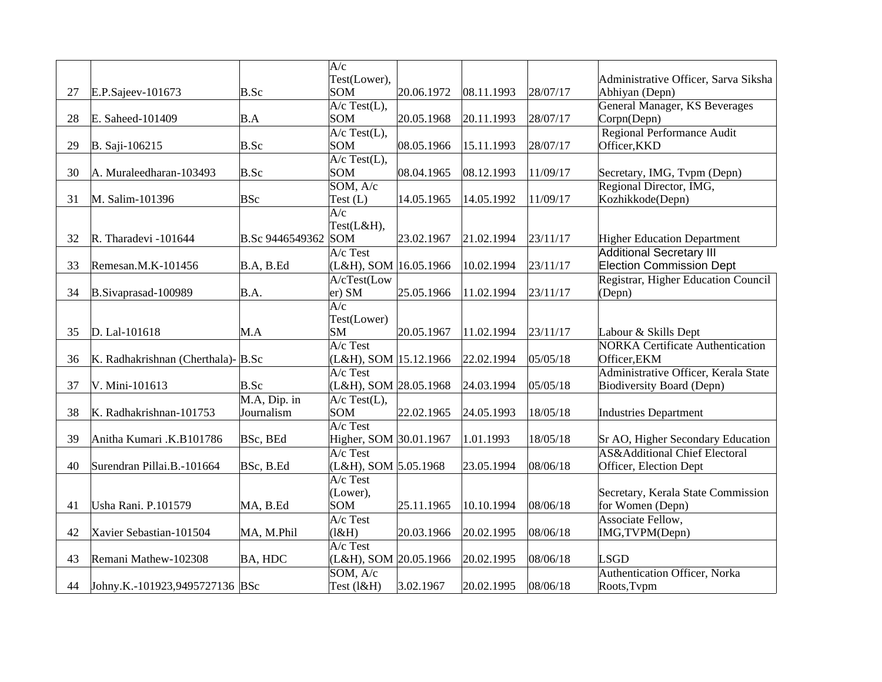| 27 | E.P.Sajeev-101673 | B.Sc | A/c Test(Lower), SOM | 20.06.1972 | 08.11.1993 | 28/07/17 | Administrative Officer, Sarva Siksha Abhiyan (Depn) |
|---|---|---|---|---|---|---|---|
| 28 | E. Saheed-101409 | B.A | A/c Test(L), SOM | 20.05.1968 | 20.11.1993 | 28/07/17 | General Manager, KS Beverages Corpn(Depn) |
| 29 | B. Saji-106215 | B.Sc | A/c Test(L), SOM | 08.05.1966 | 15.11.1993 | 28/07/17 | Regional Performance Audit Officer,KKD |
| 30 | A. Muraleedharan-103493 | B.Sc | A/c Test(L), SOM | 08.04.1965 | 08.12.1993 | 11/09/17 | Secretary, IMG, Tvpm (Depn) |
| 31 | M. Salim-101396 | BSc | SOM, A/c Test (L) | 14.05.1965 | 14.05.1992 | 11/09/17 | Regional Director, IMG, Kozhikkode(Depn) |
| 32 | R. Tharadevi -101644 | B.Sc 9446549362 | A/c Test(L&H), SOM | 23.02.1967 | 21.02.1994 | 23/11/17 | Higher Education Department |
| 33 | Remesan.M.K-101456 | B.A, B.Ed | A/c Test (L&H), SOM | 16.05.1966 | 10.02.1994 | 23/11/17 | Additional Secretary III Election Commission Dept |
| 34 | B.Sivaprasad-100989 | B.A. | A/cTest(Lower) SM | 25.05.1966 | 11.02.1994 | 23/11/17 | Registrar, Higher Education Council (Depn) |
| 35 | D. Lal-101618 | M.A | A/c Test(Lower) SM | 20.05.1967 | 11.02.1994 | 23/11/17 | Labour & Skills Dept |
| 36 | K. Radhakrishnan (Cherthala)- | B.Sc | A/c Test (L&H), SOM | 15.12.1966 | 22.02.1994 | 05/05/18 | NORKA Certificate Authentication Officer,EKM |
| 37 | V. Mini-101613 | B.Sc | A/c Test (L&H), SOM | 28.05.1968 | 24.03.1994 | 05/05/18 | Administrative Officer, Kerala State Biodiversity Board (Depn) |
| 38 | K. Radhakrishnan-101753 | M.A, Dip. in Journalism | A/c Test(L), SOM | 22.02.1965 | 24.05.1993 | 18/05/18 | Industries Department |
| 39 | Anitha Kumari .K.B101786 | BSc, BEd | A/c Test Higher, SOM | 30.01.1967 | 1.01.1993 | 18/05/18 | Sr AO, Higher Secondary Education |
| 40 | Surendran Pillai.B.-101664 | BSc, B.Ed | A/c Test (L&H), SOM | 5.05.1968 | 23.05.1994 | 08/06/18 | AS&Additional Chief Electoral Officer, Election Dept |
| 41 | Usha Rani. P.101579 | MA, B.Ed | A/c Test (Lower), SOM | 25.11.1965 | 10.10.1994 | 08/06/18 | Secretary, Kerala State Commission for Women (Depn) |
| 42 | Xavier Sebastian-101504 | MA, M.Phil | A/c Test (l&H) | 20.03.1966 | 20.02.1995 | 08/06/18 | Associate Fellow, IMG,TVPM(Depn) |
| 43 | Remani Mathew-102308 | BA, HDC | A/c Test (L&H), SOM | 20.05.1966 | 20.02.1995 | 08/06/18 | LSGD |
| 44 | Johny.K.-101923,9495727136 | BSc | SOM, A/c Test (l&H) | 3.02.1967 | 20.02.1995 | 08/06/18 | Authentication Officer, Norka Roots,Tvpm |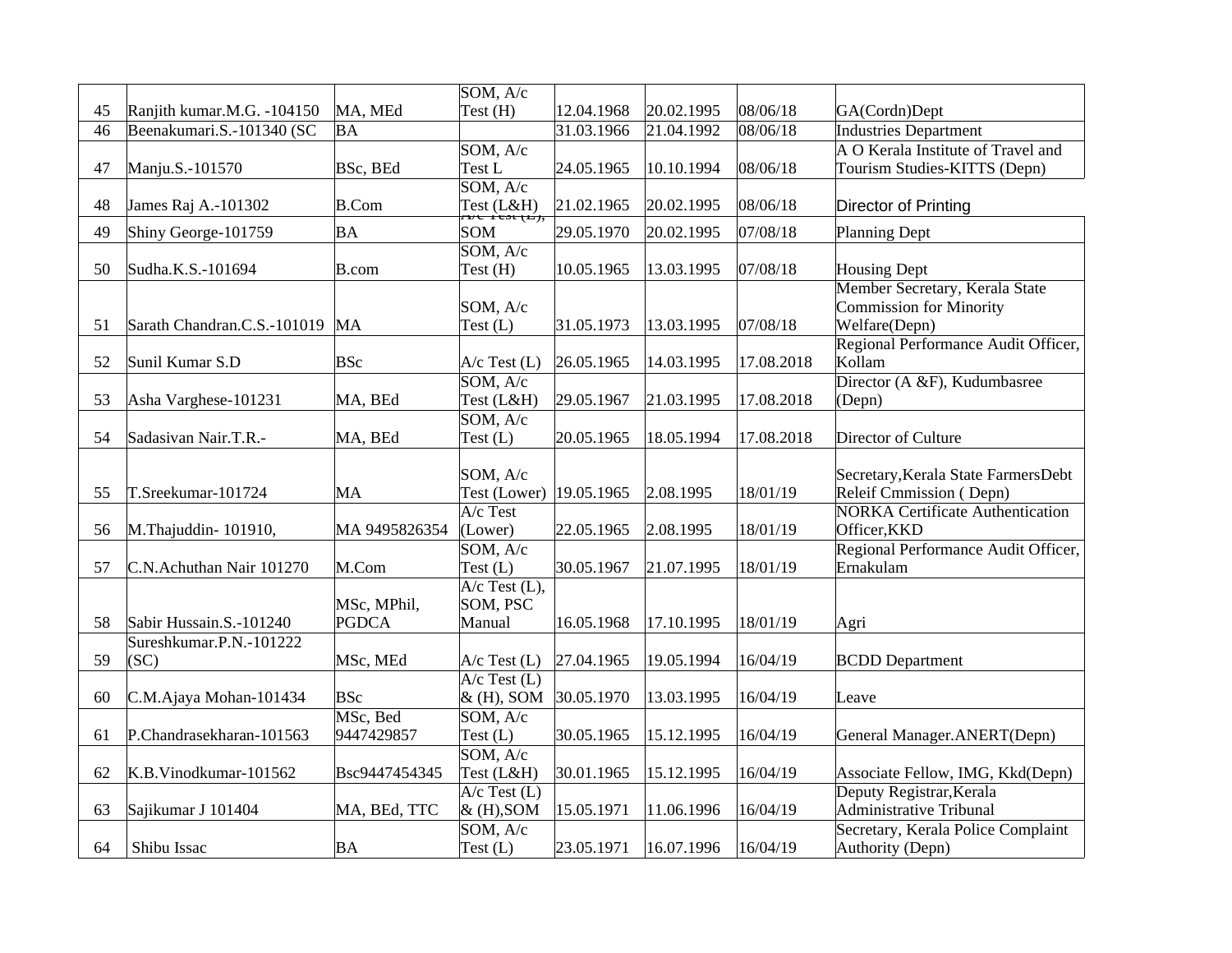| | | | | | | | |
|---|---|---|---|---|---|---|---|
| 45 | Ranjith kumar.M.G. -104150 | MA, MEd | SOM, A/c Test (H) | 12.04.1968 | 20.02.1995 | 08/06/18 | GA(Cordn)Dept |
| 46 | Beenakumari.S.-101340 (SC | BA | | 31.03.1966 | 21.04.1992 | 08/06/18 | Industries Department |
| 47 | Manju.S.-101570 | BSc, BEd | SOM, A/c Test L | 24.05.1965 | 10.10.1994 | 08/06/18 | A O Kerala Institute of Travel and Tourism Studies-KITTS (Depn) |
| 48 | James Raj A.-101302 | B.Com | SOM, A/c Test (L&H) | 21.02.1965 | 20.02.1995 | 08/06/18 | Director of Printing |
| 49 | Shiny George-101759 | BA | A/c Test (L), SOM | 29.05.1970 | 20.02.1995 | 07/08/18 | Planning Dept |
| 50 | Sudha.K.S.-101694 | B.com | SOM, A/c Test (H) | 10.05.1965 | 13.03.1995 | 07/08/18 | Housing Dept |
| 51 | Sarath Chandran.C.S.-101019 | MA | SOM, A/c Test (L) | 31.05.1973 | 13.03.1995 | 07/08/18 | Member Secretary, Kerala State Commission for Minority Welfare(Depn) |
| 52 | Sunil Kumar S.D | BSc | A/c Test (L) | 26.05.1965 | 14.03.1995 | 17.08.2018 | Regional Performance Audit Officer, Kollam |
| 53 | Asha Varghese-101231 | MA, BEd | SOM, A/c Test (L&H) | 29.05.1967 | 21.03.1995 | 17.08.2018 | Director (A &F), Kudumbasree (Depn) |
| 54 | Sadasivan Nair.T.R.- | MA, BEd | SOM, A/c Test (L) | 20.05.1965 | 18.05.1994 | 17.08.2018 | Director of Culture |
| 55 | T.Sreekumar-101724 | MA | SOM, A/c Test (Lower) | 19.05.1965 | 2.08.1995 | 18/01/19 | Secretary,Kerala State FarmersDebt Releif Cmmission ( Depn) |
| 56 | M.Thajuddin- 101910, | MA 9495826354 | A/c Test (Lower) | 22.05.1965 | 2.08.1995 | 18/01/19 | NORKA Certificate Authentication Officer,KKD |
| 57 | C.N.Achuthan Nair 101270 | M.Com | SOM, A/c Test (L) | 30.05.1967 | 21.07.1995 | 18/01/19 | Regional Performance Audit Officer, Ernakulam |
| 58 | Sabir Hussain.S.-101240 | MSc, MPhil, PGDCA | A/c Test (L), SOM, PSC Manual | 16.05.1968 | 17.10.1995 | 18/01/19 | Agri |
| 59 | Sureshkumar.P.N.-101222 (SC) | MSc, MEd | A/c Test (L) | 27.04.1965 | 19.05.1994 | 16/04/19 | BCDD Department |
| 60 | C.M.Ajaya Mohan-101434 | BSc | A/c Test (L) & (H), SOM | 30.05.1970 | 13.03.1995 | 16/04/19 | Leave |
| 61 | P.Chandrasekharan-101563 | MSc, Bed 9447429857 | SOM, A/c Test (L) | 30.05.1965 | 15.12.1995 | 16/04/19 | General Manager.ANERT(Depn) |
| 62 | K.B.Vinodkumar-101562 | Bsc9447454345 | SOM, A/c Test (L&H) | 30.01.1965 | 15.12.1995 | 16/04/19 | Associate Fellow, IMG, Kkd(Depn) |
| 63 | Sajikumar J 101404 | MA, BEd, TTC | A/c Test (L) & (H),SOM | 15.05.1971 | 11.06.1996 | 16/04/19 | Deputy Registrar,Kerala Administrative Tribunal |
| 64 | Shibu Issac | BA | SOM, A/c Test (L) | 23.05.1971 | 16.07.1996 | 16/04/19 | Secretary, Kerala Police Complaint Authority (Depn) |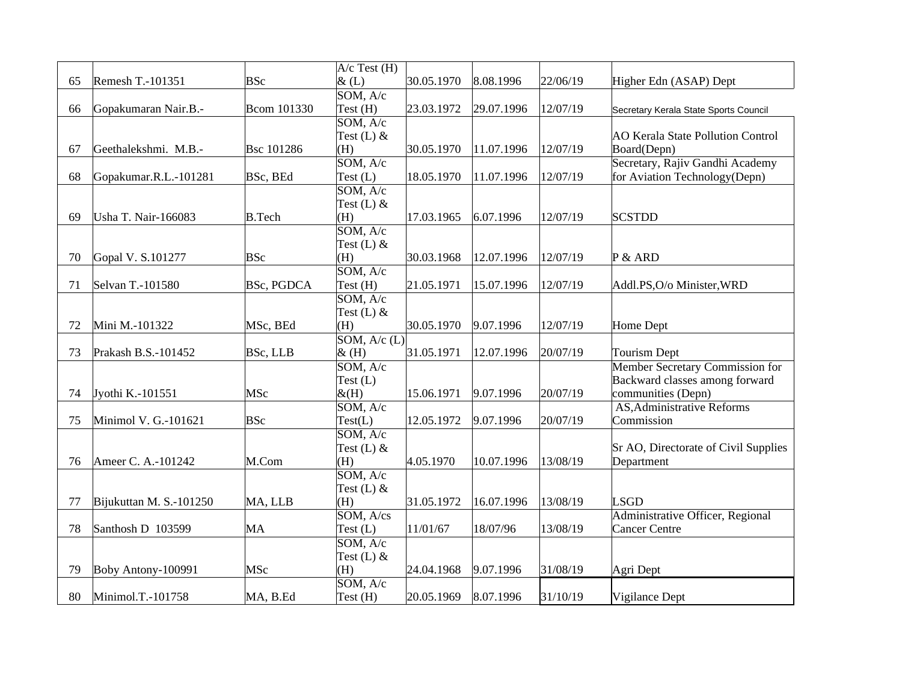| | | | | | | | |
|---|---|---|---|---|---|---|---|
| 65 | Remesh T.-101351 | BSc | A/c Test (H) & (L) | 30.05.1970 | 8.08.1996 | 22/06/19 | Higher Edn (ASAP) Dept |
| 66 | Gopakumaran Nair.B.- | Bcom 101330 | SOM, A/c Test (H) | 23.03.1972 | 29.07.1996 | 12/07/19 | Secretary Kerala State Sports Council |
| 67 | Geethalekshmi. M.B.- | Bsc 101286 | SOM, A/c Test (L) & (H) | 30.05.1970 | 11.07.1996 | 12/07/19 | AO Kerala State Pollution Control Board(Depn) |
| 68 | Gopakumar.R.L.-101281 | BSc, BEd | SOM, A/c Test (L) | 18.05.1970 | 11.07.1996 | 12/07/19 | Secretary, Rajiv Gandhi Academy for Aviation Technology(Depn) |
| 69 | Usha T. Nair-166083 | B.Tech | SOM, A/c Test (L) & (H) | 17.03.1965 | 6.07.1996 | 12/07/19 | SCSTDD |
| 70 | Gopal V. S.101277 | BSc | SOM, A/c Test (L) & (H) | 30.03.1968 | 12.07.1996 | 12/07/19 | P & ARD |
| 71 | Selvan T.-101580 | BSc, PGDCA | SOM, A/c Test (H) | 21.05.1971 | 15.07.1996 | 12/07/19 | Addl.PS,O/o Minister,WRD |
| 72 | Mini M.-101322 | MSc, BEd | SOM, A/c Test (L) & (H) | 30.05.1970 | 9.07.1996 | 12/07/19 | Home Dept |
| 73 | Prakash B.S.-101452 | BSc, LLB | SOM, A/c (L) & (H) | 31.05.1971 | 12.07.1996 | 20/07/19 | Tourism Dept |
| 74 | Jyothi K.-101551 | MSc | SOM, A/c Test (L) &(H) | 15.06.1971 | 9.07.1996 | 20/07/19 | Member Secretary Commission for Backward classes among forward communities (Depn) |
| 75 | Minimol V. G.-101621 | BSc | SOM, A/c Test(L) | 12.05.1972 | 9.07.1996 | 20/07/19 | AS,Administrative Reforms Commission |
| 76 | Ameer C. A.-101242 | M.Com | SOM, A/c Test (L) & (H) | 4.05.1970 | 10.07.1996 | 13/08/19 | Sr AO, Directorate of Civil Supplies Department |
| 77 | Bijukuttan M. S.-101250 | MA, LLB | SOM, A/c Test (L) & (H) | 31.05.1972 | 16.07.1996 | 13/08/19 | LSGD |
| 78 | Santhosh D 103599 | MA | SOM, A/cs Test (L) | 11/01/67 | 18/07/96 | 13/08/19 | Administrative Officer, Regional Cancer Centre |
| 79 | Boby Antony-100991 | MSc | SOM, A/c Test (L) & (H) | 24.04.1968 | 9.07.1996 | 31/08/19 | Agri Dept |
| 80 | Minimol.T.-101758 | MA, B.Ed | SOM, A/c Test (H) | 20.05.1969 | 8.07.1996 | 31/10/19 | Vigilance Dept |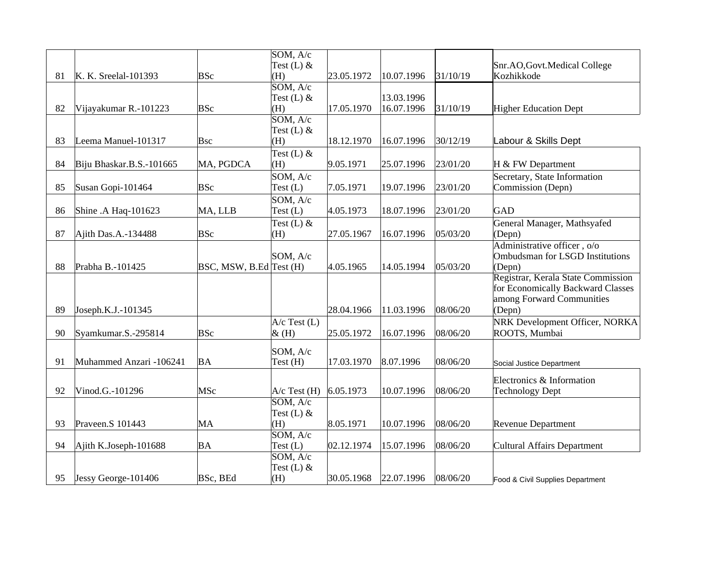| | | | | | | | |
|---|---|---|---|---|---|---|---|
| 81 | K. K. Sreelal-101393 | BSc | SOM, A/c Test (L) & (H) | 23.05.1972 | 10.07.1996 | 31/10/19 | Snr.AO,Govt.Medical College Kozhikkode |
| 82 | Vijayakumar R.-101223 | BSc | SOM, A/c Test (L) & (H) | 17.05.1970 | 13.03.1996 16.07.1996 | 31/10/19 | Higher Education Dept |
| 83 | Leema Manuel-101317 | Bsc | SOM, A/c Test (L) & (H) | 18.12.1970 | 16.07.1996 | 30/12/19 | Labour & Skills Dept |
| 84 | Biju Bhaskar.B.S.-101665 | MA, PGDCA | Test (L) & (H) | 9.05.1971 | 25.07.1996 | 23/01/20 | H & FW Department |
| 85 | Susan Gopi-101464 | BSc | SOM, A/c Test (L) | 7.05.1971 | 19.07.1996 | 23/01/20 | Secretary, State Information Commission (Depn) |
| 86 | Shine .A Haq-101623 | MA, LLB | SOM, A/c Test (L) | 4.05.1973 | 18.07.1996 | 23/01/20 | GAD |
| 87 | Ajith Das.A.-134488 | BSc | Test (L) & (H) | 27.05.1967 | 16.07.1996 | 05/03/20 | General Manager, Mathsyafed (Depn) |
| 88 | Prabha B.-101425 | BSC, MSW, B.Ed | SOM, A/c Test (H) | 4.05.1965 | 14.05.1994 | 05/03/20 | Administrative officer , o/o Ombudsman for LSGD Institutions (Depn) |
| 89 | Joseph.K.J.-101345 | | | 28.04.1966 | 11.03.1996 | 08/06/20 | Registrar, Kerala State Commission for Economically Backward Classes among Forward Communities (Depn) |
| 90 | Syamkumar.S.-295814 | BSc | A/c Test (L) & (H) | 25.05.1972 | 16.07.1996 | 08/06/20 | NRK Development Officer, NORKA ROOTS, Mumbai |
| 91 | Muhammed Anzari -106241 | BA | SOM, A/c Test (H) | 17.03.1970 | 8.07.1996 | 08/06/20 | Social Justice Department |
| 92 | Vinod.G.-101296 | MSc | A/c Test (H) | 6.05.1973 | 10.07.1996 | 08/06/20 | Electronics & Information Technology Dept |
| 93 | Praveen.S 101443 | MA | SOM, A/c Test (L) & (H) | 8.05.1971 | 10.07.1996 | 08/06/20 | Revenue Department |
| 94 | Ajith K.Joseph-101688 | BA | SOM, A/c Test (L) | 02.12.1974 | 15.07.1996 | 08/06/20 | Cultural Affairs Department |
| 95 | Jessy George-101406 | BSc, BEd | SOM, A/c Test (L) & (H) | 30.05.1968 | 22.07.1996 | 08/06/20 | Food & Civil Supplies Department |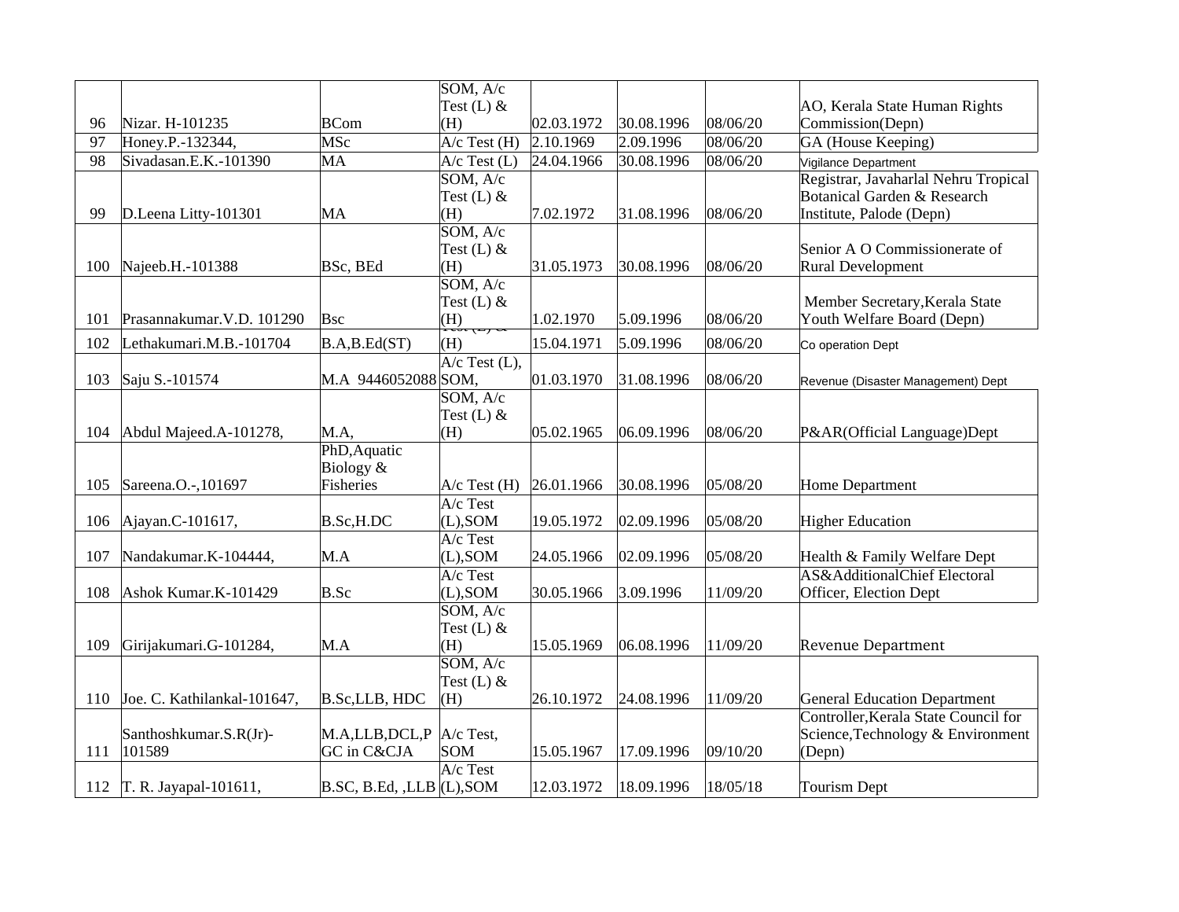| 96 | Nizar. H-101235 | BCom | SOM, A/c Test (L) & (H) | 02.03.1972 | 30.08.1996 | 08/06/20 | AO, Kerala State Human Rights Commission(Depn) |
|---|---|---|---|---|---|---|---|
| 97 | Honey.P.-132344, | MSc | A/c Test (H) | 2.10.1969 | 2.09.1996 | 08/06/20 | GA (House Keeping) |
| 98 | Sivadasan.E.K.-101390 | MA | A/c Test (L) | 24.04.1966 | 30.08.1996 | 08/06/20 | Vigilance Department |
| 99 | D.Leena Litty-101301 | MA | SOM, A/c Test (L) & (H) | 7.02.1972 | 31.08.1996 | 08/06/20 | Registrar, Javaharlal Nehru Tropical Botanical Garden & Research Institute, Palode (Depn) |
| 100 | Najeeb.H.-101388 | BSc, BEd | SOM, A/c Test (L) & (H) | 31.05.1973 | 30.08.1996 | 08/06/20 | Senior A O Commissionerate of Rural Development |
| 101 | Prasannakumar.V.D. 101290 | Bsc | SOM, A/c Test (L) & (H) | 1.02.1970 | 5.09.1996 | 08/06/20 | Member Secretary,Kerala State Youth Welfare Board (Depn) |
| 102 | Lethakumari.M.B.-101704 | B.A,B.Ed(ST) | (H) | 15.04.1971 | 5.09.1996 | 08/06/20 | Co operation Dept |
| 103 | Saju S.-101574 | M.A 9446052088 | A/c Test (L), SOM, | 01.03.1970 | 31.08.1996 | 08/06/20 | Revenue (Disaster Management) Dept |
| 104 | Abdul Majeed.A-101278, | M.A, | SOM, A/c Test (L) & (H) | 05.02.1965 | 06.09.1996 | 08/06/20 | P&AR(Official Language)Dept |
| 105 | Sareena.O.-,101697 | PhD,Aquatic Biology & Fisheries | A/c Test (H) | 26.01.1966 | 30.08.1996 | 05/08/20 | Home Department |
| 106 | Ajayan.C-101617, | B.Sc,H.DC | A/c Test (L),SOM | 19.05.1972 | 02.09.1996 | 05/08/20 | Higher Education |
| 107 | Nandakumar.K-104444, | M.A | A/c Test (L),SOM | 24.05.1966 | 02.09.1996 | 05/08/20 | Health & Family Welfare Dept |
| 108 | Ashok Kumar.K-101429 | B.Sc | A/c Test (L),SOM | 30.05.1966 | 3.09.1996 | 11/09/20 | AS&AdditionalChief Electoral Officer, Election Dept |
| 109 | Girijakumari.G-101284, | M.A | SOM, A/c Test (L) & (H) | 15.05.1969 | 06.08.1996 | 11/09/20 | Revenue Department |
| 110 | Joe. C. Kathilankal-101647, | B.Sc,LLB, HDC | SOM, A/c Test (L) & (H) | 26.10.1972 | 24.08.1996 | 11/09/20 | General Education Department |
| 111 | Santhoshkumar.S.R(Jr)-101589 | M.A,LLB,DCL,PGC in C&CJA | A/c Test, SOM | 15.05.1967 | 17.09.1996 | 09/10/20 | Controller,Kerala State Council for Science,Technology & Environment (Depn) |
| 112 | T. R. Jayapal-101611, | B.SC, B.Ed, ,LLB | A/c Test (L),SOM | 12.03.1972 | 18.09.1996 | 18/05/18 | Tourism Dept |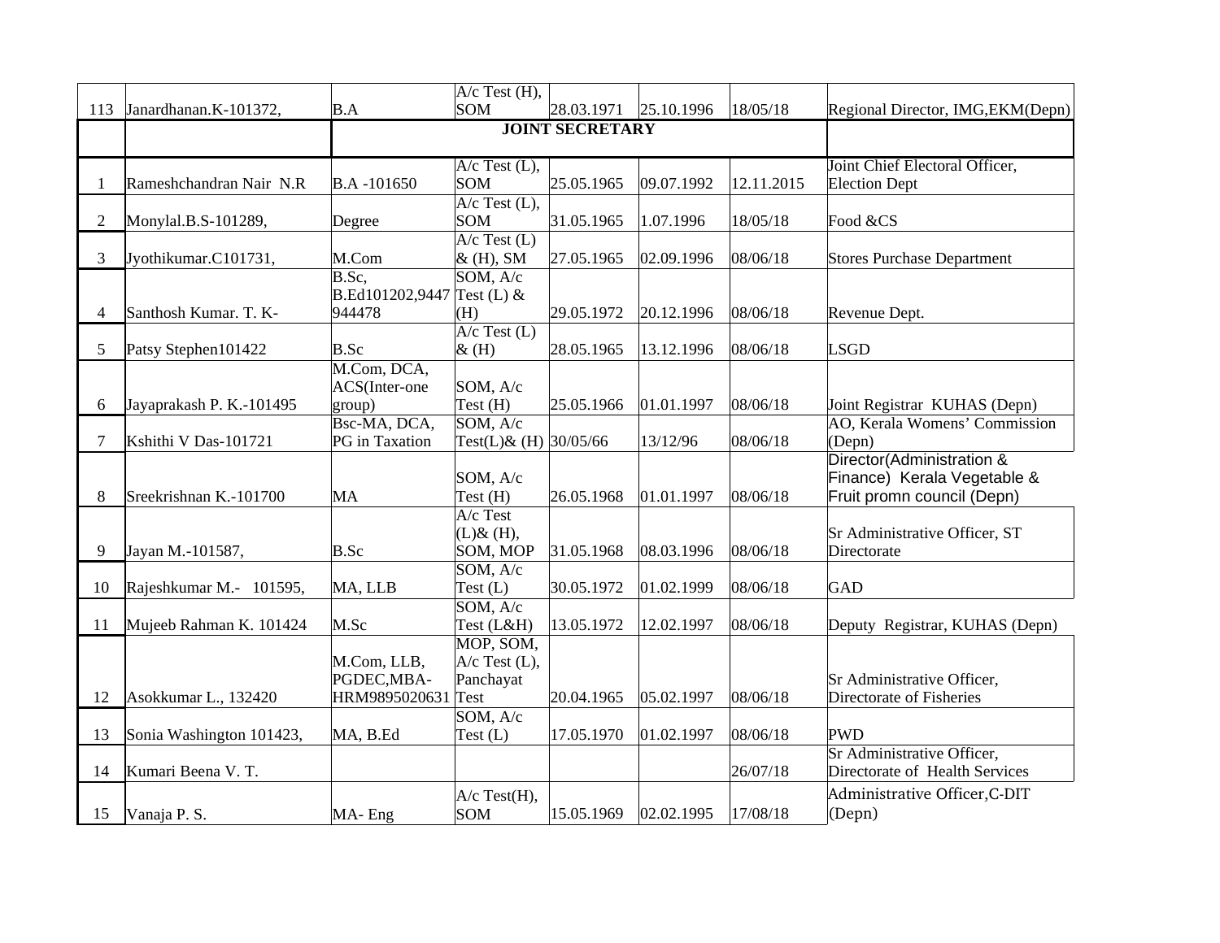| 113 | Janardhanan.K-101372, | B.A | A/c Test (H), SOM | 28.03.1971 | 25.10.1996 | 18/05/18 | Regional Director, IMG,EKM(Depn) |
|---|---|---|---|---|---|---|---|
| | | **JOINT SECRETARY** | | | | | |
| 1 | Rameshchandran Nair N.R | B.A -101650 | A/c Test (L), SOM | 25.05.1965 | 09.07.1992 | 12.11.2015 | Joint Chief Electoral Officer, Election Dept |
| 2 | Monylal.B.S-101289, | Degree | A/c Test (L), SOM | 31.05.1965 | 1.07.1996 | 18/05/18 | Food &CS |
| 3 | Jyothikumar.C101731, | M.Com | A/c Test (L) & (H), SM | 27.05.1965 | 02.09.1996 | 08/06/18 | Stores Purchase Department |
| 4 | Santhosh Kumar. T. K- | B.Sc, B.Ed101202,9447 944478 | SOM, A/c Test (L) & (H) | 29.05.1972 | 20.12.1996 | 08/06/18 | Revenue Dept. |
| 5 | Patsy Stephen101422 | B.Sc | A/c Test (L) & (H) | 28.05.1965 | 13.12.1996 | 08/06/18 | LSGD |
| 6 | Jayaprakash P. K.-101495 | M.Com, DCA, ACS(Inter-one group) | SOM, A/c Test (H) | 25.05.1966 | 01.01.1997 | 08/06/18 | Joint Registrar KUHAS (Depn) |
| 7 | Kshithi V Das-101721 | Bsc-MA, DCA, PG in Taxation | SOM, A/c Test(L)& (H) | 30/05/66 | 13/12/96 | 08/06/18 | AO, Kerala Womens' Commission (Depn) |
| 8 | Sreekrishnan K.-101700 | MA | SOM, A/c Test (H) | 26.05.1968 | 01.01.1997 | 08/06/18 | Director(Administration & Finance) Kerala Vegetable & Fruit promn council (Depn) |
| 9 | Jayan M.-101587, | B.Sc | A/c Test (L)& (H), SOM, MOP | 31.05.1968 | 08.03.1996 | 08/06/18 | Sr Administrative Officer, ST Directorate |
| 10 | Rajeshkumar M.- 101595, | MA, LLB | SOM, A/c Test (L) | 30.05.1972 | 01.02.1999 | 08/06/18 | GAD |
| 11 | Mujeeb Rahman K. 101424 | M.Sc | SOM, A/c Test (L&H) | 13.05.1972 | 12.02.1997 | 08/06/18 | Deputy Registrar, KUHAS (Depn) |
| 12 | Asokkumar L., 132420 | M.Com, LLB, PGDEC,MBA-HRM9895020631 | MOP, SOM, A/c Test (L), Panchayat Test | 20.04.1965 | 05.02.1997 | 08/06/18 | Sr Administrative Officer, Directorate of Fisheries |
| 13 | Sonia Washington 101423, | MA, B.Ed | SOM, A/c Test (L) | 17.05.1970 | 01.02.1997 | 08/06/18 | PWD |
| 14 | Kumari Beena V. T. | | | | | 26/07/18 | Sr Administrative Officer, Directorate of Health Services |
| 15 | Vanaja P. S. | MA- Eng | A/c Test(H), SOM | 15.05.1969 | 02.02.1995 | 17/08/18 | Administrative Officer,C-DIT (Depn) |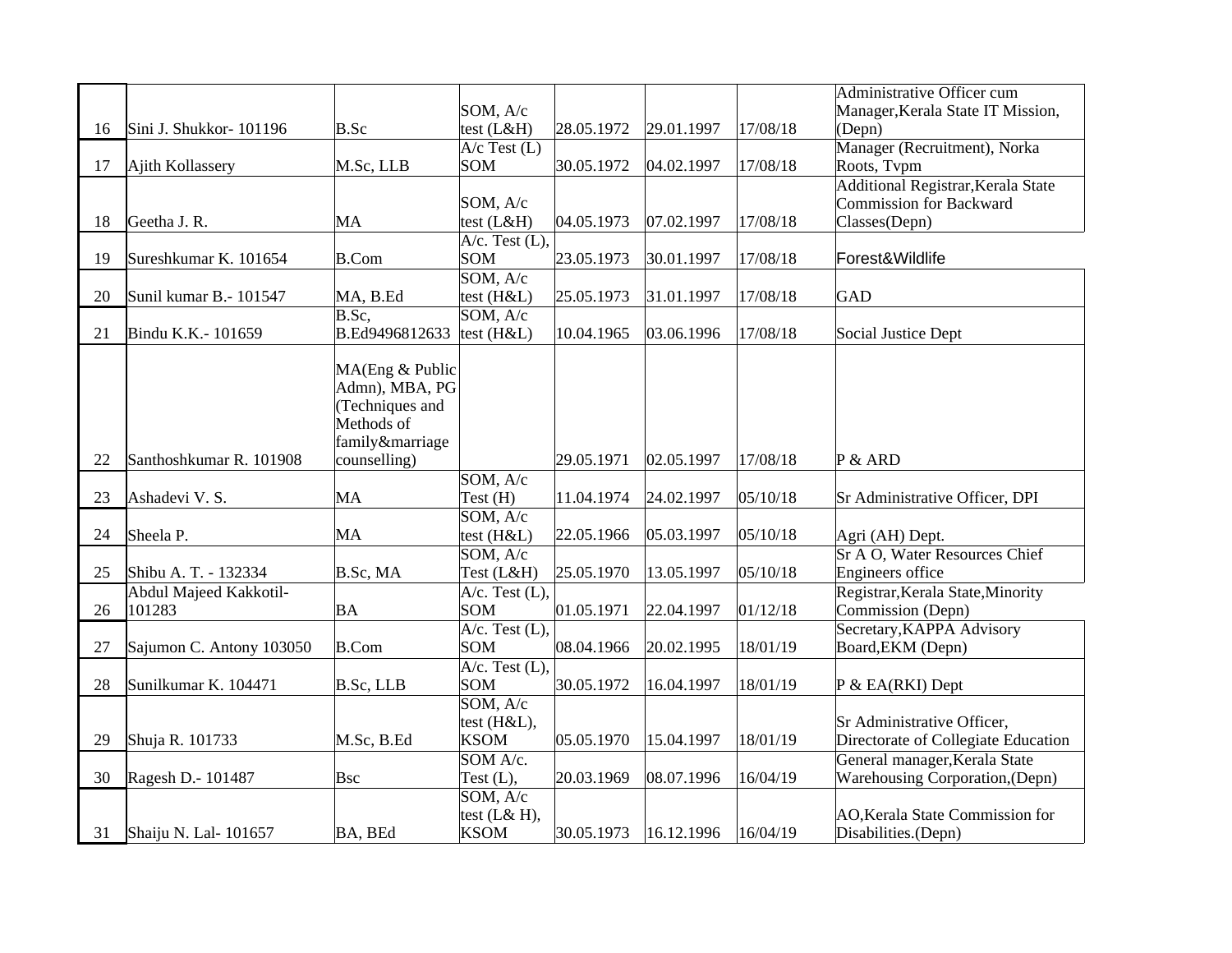| 16 | Sini J. Shukkor- 101196 | B.Sc | SOM, A/c test (L&H) | 28.05.1972 | 29.01.1997 | 17/08/18 | Administrative Officer cum Manager,Kerala State IT Mission, (Depn) |
|---|---|---|---|---|---|---|---|
| 17 | Ajith Kollassery | M.Sc, LLB | A/c Test (L) SOM | 30.05.1972 | 04.02.1997 | 17/08/18 | Manager (Recruitment), Norka Roots, Tvpm |
| 18 | Geetha J. R. | MA | SOM, A/c test (L&H) | 04.05.1973 | 07.02.1997 | 17/08/18 | Additional Registrar,Kerala State Commission for Backward Classes(Depn) |
| 19 | Sureshkumar K. 101654 | B.Com | A/c. Test (L), SOM | 23.05.1973 | 30.01.1997 | 17/08/18 | Forest&Wildlife |
| 20 | Sunil kumar B.- 101547 | MA, B.Ed | SOM, A/c test (H&L) | 25.05.1973 | 31.01.1997 | 17/08/18 | GAD |
| 21 | Bindu K.K.- 101659 | B.Sc, B.Ed9496812633 | SOM, A/c test (H&L) | 10.04.1965 | 03.06.1996 | 17/08/18 | Social Justice Dept |
| 22 | Santhoshkumar R. 101908 | MA(Eng & Public Admn), MBA, PG (Techniques and Methods of family&marriage counselling) | | 29.05.1971 | 02.05.1997 | 17/08/18 | P & ARD |
| 23 | Ashadevi V. S. | MA | SOM, A/c Test (H) | 11.04.1974 | 24.02.1997 | 05/10/18 | Sr Administrative Officer, DPI |
| 24 | Sheela P. | MA | SOM, A/c test (H&L) | 22.05.1966 | 05.03.1997 | 05/10/18 | Agri (AH) Dept. |
| 25 | Shibu A. T. - 132334 | B.Sc, MA | SOM, A/c Test (L&H) | 25.05.1970 | 13.05.1997 | 05/10/18 | Sr A O, Water Resources Chief Engineers office |
| 26 | Abdul Majeed Kakkotil-101283 | BA | A/c. Test (L), SOM | 01.05.1971 | 22.04.1997 | 01/12/18 | Registrar,Kerala State,Minority Commission (Depn) |
| 27 | Sajumon C. Antony 103050 | B.Com | A/c. Test (L), SOM | 08.04.1966 | 20.02.1995 | 18/01/19 | Secretary,KAPPA Advisory Board,EKM (Depn) |
| 28 | Sunilkumar K. 104471 | B.Sc, LLB | A/c. Test (L), SOM | 30.05.1972 | 16.04.1997 | 18/01/19 | P & EA(RKI) Dept |
| 29 | Shuja R. 101733 | M.Sc, B.Ed | SOM, A/c test (H&L), KSOM | 05.05.1970 | 15.04.1997 | 18/01/19 | Sr Administrative Officer, Directorate of Collegiate Education |
| 30 | Ragesh D.- 101487 | Bsc | SOM A/c. Test (L), | 20.03.1969 | 08.07.1996 | 16/04/19 | General manager,Kerala State Warehousing Corporation,(Depn) |
| 31 | Shaiju N. Lal- 101657 | BA, BEd | SOM, A/c test (L& H), KSOM | 30.05.1973 | 16.12.1996 | 16/04/19 | AO,Kerala State Commission for Disabilities.(Depn) |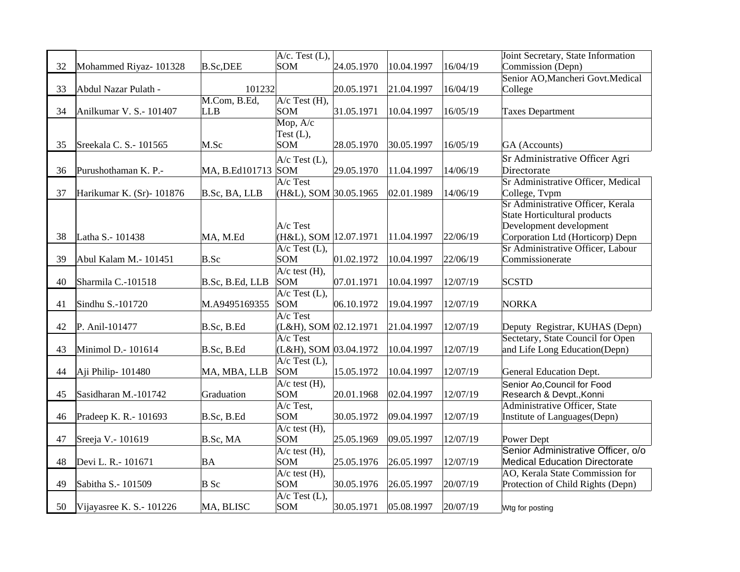| 32 | Mohammed Riyaz- 101328 | B.Sc,DEE | A/c. Test (L), SOM | 24.05.1970 | 10.04.1997 | 16/04/19 | Joint Secretary, State Information Commission (Depn) |
|---|---|---|---|---|---|---|---|
| 33 | Abdul Nazar Pulath - | 101232 | | 20.05.1971 | 21.04.1997 | 16/04/19 | Senior AO,Mancheri Govt.Medical College |
| 34 | Anilkumar V. S.- 101407 | M.Com, B.Ed, LLB | A/c Test (H), SOM | 31.05.1971 | 10.04.1997 | 16/05/19 | Taxes Department |
| 35 | Sreekala C. S.- 101565 | M.Sc | Mop, A/c Test (L), SOM | 28.05.1970 | 30.05.1997 | 16/05/19 | GA (Accounts) |
| 36 | Purushothaman K. P.- | MA, B.Ed101713 | A/c Test (L), SOM | 29.05.1970 | 11.04.1997 | 14/06/19 | Sr Administrative Officer Agri Directorate |
| 37 | Harikumar K. (Sr)- 101876 | B.Sc, BA, LLB | A/c Test (H&L), SOM | 30.05.1965 | 02.01.1989 | 14/06/19 | Sr Administrative Officer, Medical College, Tvpm |
| 38 | Latha S.- 101438 | MA, M.Ed | A/c Test (H&L), SOM | 12.07.1971 | 11.04.1997 | 22/06/19 | Sr Administrative Officer, Kerala State Horticultural products Development development Corporation Ltd (Horticorp) Depn |
| 39 | Abul Kalam M.- 101451 | B.Sc | A/c Test (L), SOM | 01.02.1972 | 10.04.1997 | 22/06/19 | Sr Administrative Officer, Labour Commissionerate |
| 40 | Sharmila C.-101518 | B.Sc, B.Ed, LLB | A/c test (H), SOM | 07.01.1971 | 10.04.1997 | 12/07/19 | SCSTD |
| 41 | Sindhu S.-101720 | M.A9495169355 | A/c Test (L), SOM | 06.10.1972 | 19.04.1997 | 12/07/19 | NORKA |
| 42 | P. Anil-101477 | B.Sc, B.Ed | A/c Test (L&H), SOM | 02.12.1971 | 21.04.1997 | 12/07/19 | Deputy Registrar, KUHAS (Depn) |
| 43 | Minimol D.- 101614 | B.Sc, B.Ed | A/c Test (L&H), SOM | 03.04.1972 | 10.04.1997 | 12/07/19 | Sectetary, State Council for Open and Life Long Education(Depn) |
| 44 | Aji Philip- 101480 | MA, MBA, LLB | A/c Test (L), SOM | 15.05.1972 | 10.04.1997 | 12/07/19 | General Education Dept. |
| 45 | Sasidharan M.-101742 | Graduation | A/c test (H), SOM | 20.01.1968 | 02.04.1997 | 12/07/19 | Senior Ao,Council for Food Research & Devpt.,Konni |
| 46 | Pradeep K. R.- 101693 | B.Sc, B.Ed | A/c Test, SOM | 30.05.1972 | 09.04.1997 | 12/07/19 | Administrative Officer, State Institute of Languages(Depn) |
| 47 | Sreeja V.- 101619 | B.Sc, MA | A/c test (H), SOM | 25.05.1969 | 09.05.1997 | 12/07/19 | Power Dept |
| 48 | Devi L. R.- 101671 | BA | A/c test (H), SOM | 25.05.1976 | 26.05.1997 | 12/07/19 | Senior Administrative Officer, o/o Medical Education Directorate |
| 49 | Sabitha S.- 101509 | B Sc | A/c test (H), SOM | 30.05.1976 | 26.05.1997 | 20/07/19 | AO, Kerala State Commission for Protection of Child Rights (Depn) |
| 50 | Vijayasree K. S.- 101226 | MA, BLISC | A/c Test (L), SOM | 30.05.1971 | 05.08.1997 | 20/07/19 | Wtg for posting |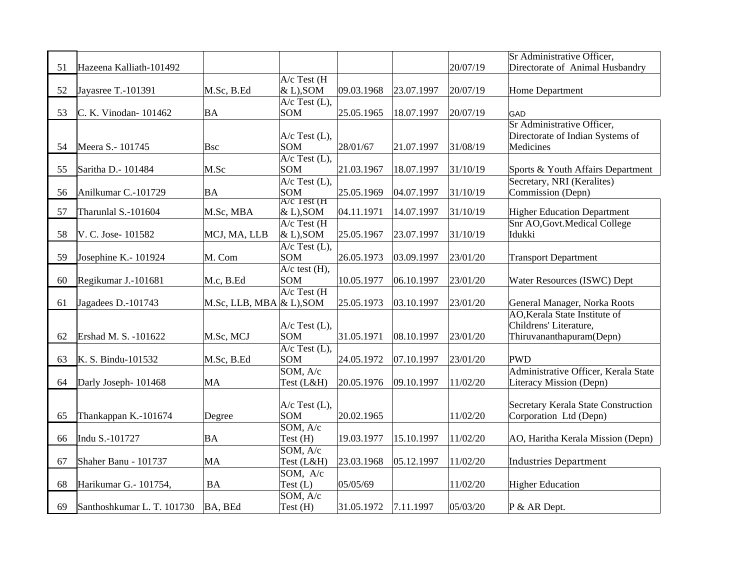| 51 | Hazeena Kalliath-101492 | | | | | 20/07/19 | Sr Administrative Officer, Directorate of Animal Husbandry |
|---|---|---|---|---|---|---|---|
| 52 | Jayasree T.-101391 | M.Sc, B.Ed | A/c Test (H & L),SOM | 09.03.1968 | 23.07.1997 | 20/07/19 | Home Department |
| 53 | C. K. Vinodan- 101462 | BA | A/c Test (L), SOM | 25.05.1965 | 18.07.1997 | 20/07/19 | GAD |
| 54 | Meera S.- 101745 | Bsc | A/c Test (L), SOM | 28/01/67 | 21.07.1997 | 31/08/19 | Sr Administrative Officer, Directorate of Indian Systems of Medicines |
| 55 | Saritha D.- 101484 | M.Sc | A/c Test (L), SOM | 21.03.1967 | 18.07.1997 | 31/10/19 | Sports & Youth Affairs Department |
| 56 | Anilkumar C.-101729 | BA | A/c Test (L), SOM | 25.05.1969 | 04.07.1997 | 31/10/19 | Secretary, NRI (Keralites) Commission (Depn) |
| 57 | Tharunlal S.-101604 | M.Sc, MBA | A/c Test (H & L),SOM | 04.11.1971 | 14.07.1997 | 31/10/19 | Higher Education Department |
| 58 | V. C. Jose- 101582 | MCJ, MA, LLB | A/c Test (H & L),SOM | 25.05.1967 | 23.07.1997 | 31/10/19 | Snr AO,Govt.Medical College Idukki |
| 59 | Josephine K.- 101924 | M. Com | A/c Test (L), SOM | 26.05.1973 | 03.09.1997 | 23/01/20 | Transport Department |
| 60 | Regikumar J.-101681 | M.c, B.Ed | A/c test (H), SOM | 10.05.1977 | 06.10.1997 | 23/01/20 | Water Resources (ISWC) Dept |
| 61 | Jagadees D.-101743 | M.Sc, LLB, MBA | A/c Test (H & L),SOM | 25.05.1973 | 03.10.1997 | 23/01/20 | General Manager, Norka Roots |
| 62 | Ershad M. S. -101622 | M.Sc, MCJ | A/c Test (L), SOM | 31.05.1971 | 08.10.1997 | 23/01/20 | AO,Kerala State Institute of Childrens' Literature, Thiruvananthapuram(Depn) |
| 63 | K. S. Bindu-101532 | M.Sc, B.Ed | A/c Test (L), SOM | 24.05.1972 | 07.10.1997 | 23/01/20 | PWD |
| 64 | Darly Joseph- 101468 | MA | SOM, A/c Test (L&H) | 20.05.1976 | 09.10.1997 | 11/02/20 | Administrative Officer, Kerala State Literacy Mission (Depn) |
| 65 | Thankappan K.-101674 | Degree | A/c Test (L), SOM | 20.02.1965 | | 11/02/20 | Secretary Kerala State Construction Corporation Ltd (Depn) |
| 66 | Indu S.-101727 | BA | SOM, A/c Test (H) | 19.03.1977 | 15.10.1997 | 11/02/20 | AO, Haritha Kerala Mission (Depn) |
| 67 | Shaher Banu - 101737 | MA | SOM, A/c Test (L&H) | 23.03.1968 | 05.12.1997 | 11/02/20 | Industries Department |
| 68 | Harikumar G.- 101754, | BA | SOM, A/c Test (L) | 05/05/69 | | 11/02/20 | Higher Education |
| 69 | Santhoshkumar L. T. 101730 | BA, BEd | SOM, A/c Test (H) | 31.05.1972 | 7.11.1997 | 05/03/20 | P & AR Dept. |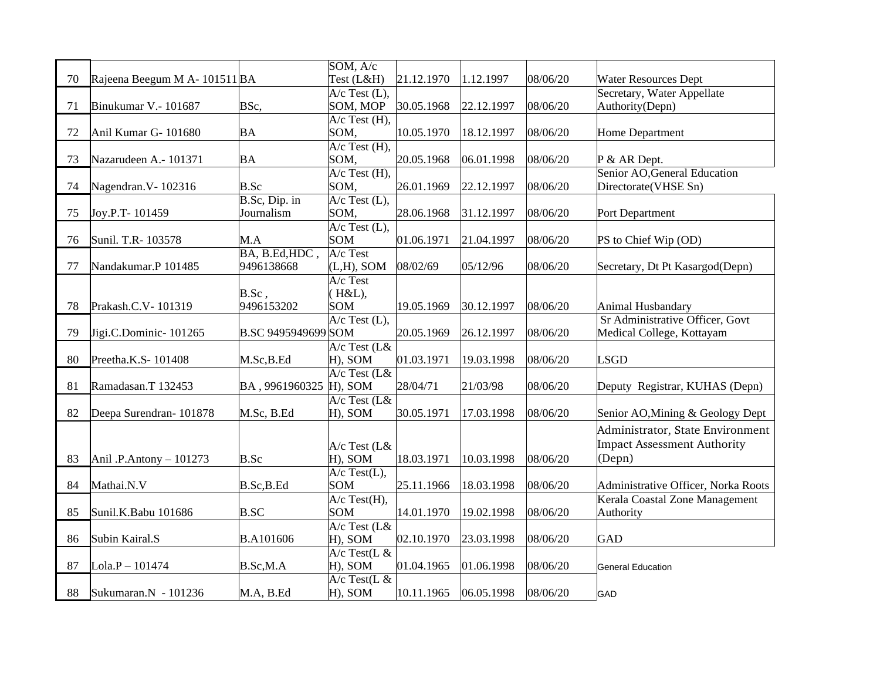| | | | | | | | |
|---|---|---|---|---|---|---|---|
| 70 | Rajeena Beegum M A- 101511 | BA | SOM, A/c Test (L&H) | 21.12.1970 | 1.12.1997 | 08/06/20 | Water Resources Dept |
| 71 | Binukumar V.- 101687 | BSc, | A/c Test (L), SOM, MOP | 30.05.1968 | 22.12.1997 | 08/06/20 | Secretary, Water Appellate Authority(Depn) |
| 72 | Anil Kumar G- 101680 | BA | A/c Test (H), SOM, | 10.05.1970 | 18.12.1997 | 08/06/20 | Home Department |
| 73 | Nazarudeen A.- 101371 | BA | A/c Test (H), SOM, | 20.05.1968 | 06.01.1998 | 08/06/20 | P & AR Dept. |
| 74 | Nagendran.V- 102316 | B.Sc | A/c Test (H), SOM, | 26.01.1969 | 22.12.1997 | 08/06/20 | Senior AO,General Education Directorate(VHSE Sn) |
| 75 | Joy.P.T- 101459 | B.Sc, Dip. in Journalism | A/c Test (L), SOM, | 28.06.1968 | 31.12.1997 | 08/06/20 | Port Department |
| 76 | Sunil. T.R- 103578 | M.A | A/c Test (L), SOM | 01.06.1971 | 21.04.1997 | 08/06/20 | PS to Chief Wip (OD) |
| 77 | Nandakumar.P 101485 | BA, B.Ed,HDC , 9496138668 | A/c Test (L,H), SOM | 08/02/69 | 05/12/96 | 08/06/20 | Secretary, Dt Pt Kasargod(Depn) |
| 78 | Prakash.C.V- 101319 | B.Sc , 9496153202 | A/c Test ( H&L), SOM | 19.05.1969 | 30.12.1997 | 08/06/20 | Animal Husbandary |
| 79 | Jigi.C.Dominic- 101265 | B.SC 9495949699 | A/c Test (L), SOM | 20.05.1969 | 26.12.1997 | 08/06/20 | Sr Administrative Officer, Govt Medical College, Kottayam |
| 80 | Preetha.K.S- 101408 | M.Sc,B.Ed | A/c Test (L& H), SOM | 01.03.1971 | 19.03.1998 | 08/06/20 | LSGD |
| 81 | Ramadasan.T 132453 | BA , 9961960325 | A/c Test (L& H), SOM | 28/04/71 | 21/03/98 | 08/06/20 | Deputy Registrar, KUHAS (Depn) |
| 82 | Deepa Surendran- 101878 | M.Sc, B.Ed | A/c Test (L& H), SOM | 30.05.1971 | 17.03.1998 | 08/06/20 | Senior AO,Mining & Geology Dept |
| 83 | Anil .P.Antony – 101273 | B.Sc | A/c Test (L& H), SOM | 18.03.1971 | 10.03.1998 | 08/06/20 | Administrator, State Environment Impact Assessment Authority (Depn) |
| 84 | Mathai.N.V | B.Sc,B.Ed | A/c Test(L), SOM | 25.11.1966 | 18.03.1998 | 08/06/20 | Administrative Officer, Norka Roots |
| 85 | Sunil.K.Babu 101686 | B.SC | A/c Test(H), SOM | 14.01.1970 | 19.02.1998 | 08/06/20 | Kerala Coastal Zone Management Authority |
| 86 | Subin Kairal.S | B.A101606 | A/c Test (L& H), SOM | 02.10.1970 | 23.03.1998 | 08/06/20 | GAD |
| 87 | Lola.P – 101474 | B.Sc,M.A | A/c Test(L & H), SOM | 01.04.1965 | 01.06.1998 | 08/06/20 | General Education |
| 88 | Sukumaran.N - 101236 | M.A, B.Ed | A/c Test(L & H), SOM | 10.11.1965 | 06.05.1998 | 08/06/20 | GAD |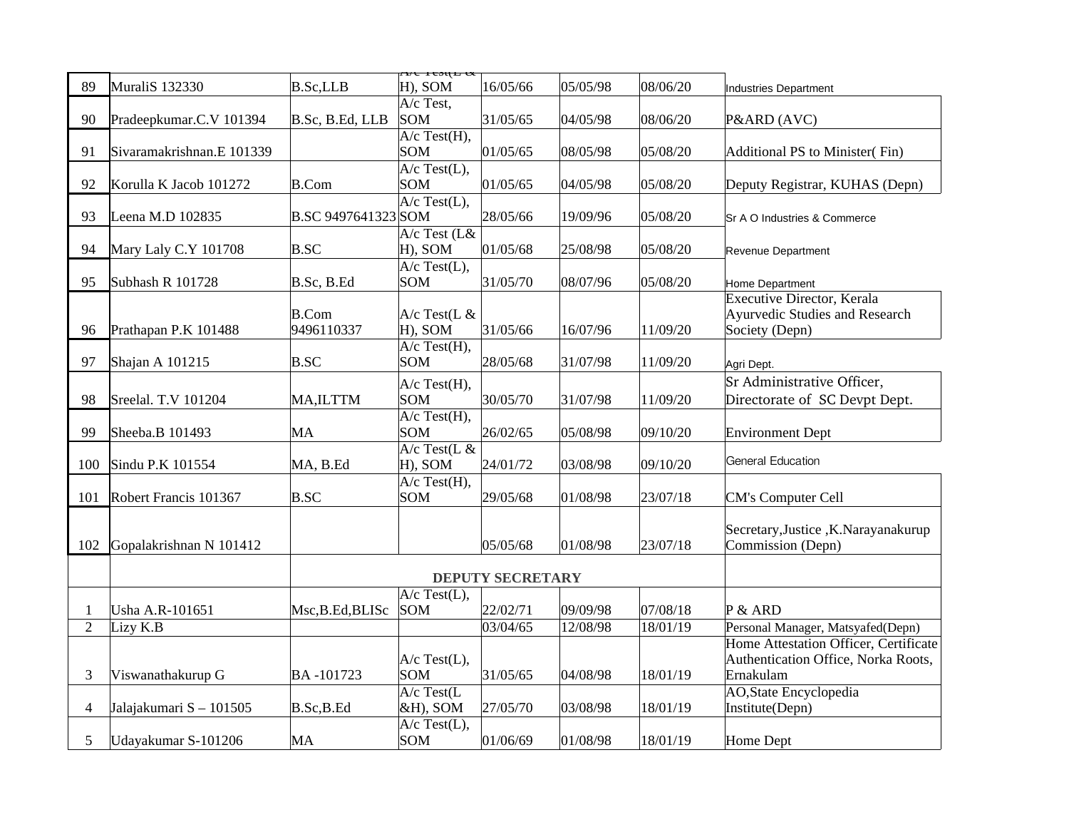| | | | | | | | |
|---|---|---|---|---|---|---|---|
| 89 | MuraliS 132330 | B.Sc,LLB | A/c Test(L & H), SOM | 16/05/66 | 05/05/98 | 08/06/20 | Industries Department |
| 90 | Pradeepkumar.C.V 101394 | B.Sc, B.Ed, LLB | A/c Test, SOM | 31/05/65 | 04/05/98 | 08/06/20 | P&ARD (AVC) |
| 91 | Sivaramakrishnan.E 101339 | | A/c Test(H), SOM | 01/05/65 | 08/05/98 | 05/08/20 | Additional PS to Minister( Fin) |
| 92 | Korulla K Jacob 101272 | B.Com | A/c Test(L), SOM | 01/05/65 | 04/05/98 | 05/08/20 | Deputy Registrar, KUHAS (Depn) |
| 93 | Leena M.D 102835 | B.SC 9497641323 | A/c Test(L), SOM | 28/05/66 | 19/09/96 | 05/08/20 | Sr A O Industries & Commerce |
| 94 | Mary Laly C.Y 101708 | B.SC | A/c Test (L& H), SOM | 01/05/68 | 25/08/98 | 05/08/20 | Revenue Department |
| 95 | Subhash R 101728 | B.Sc, B.Ed | A/c Test(L), SOM | 31/05/70 | 08/07/96 | 05/08/20 | Home Department |
| 96 | Prathapan P.K 101488 | B.Com 9496110337 | A/c Test(L & H), SOM | 31/05/66 | 16/07/96 | 11/09/20 | Executive Director, Kerala Ayurvedic Studies and Research Society (Depn) |
| 97 | Shajan A 101215 | B.SC | A/c Test(H), SOM | 28/05/68 | 31/07/98 | 11/09/20 | Agri Dept. |
| 98 | Sreelal. T.V 101204 | MA,ILTTM | A/c Test(H), SOM | 30/05/70 | 31/07/98 | 11/09/20 | Sr Administrative Officer, Directorate of SC Devpt Dept. |
| 99 | Sheeba.B 101493 | MA | A/c Test(H), SOM | 26/02/65 | 05/08/98 | 09/10/20 | Environment Dept |
| 100 | Sindu P.K 101554 | MA, B.Ed | A/c Test(L & H), SOM | 24/01/72 | 03/08/98 | 09/10/20 | General Education |
| 101 | Robert Francis 101367 | B.SC | A/c Test(H), SOM | 29/05/68 | 01/08/98 | 23/07/18 | CM's Computer Cell |
| 102 | Gopalakrishnan N 101412 | | | 05/05/68 | 01/08/98 | 23/07/18 | Secretary,Justice ,K.Narayanakurup Commission (Depn) |
| | | | **DEPUTY SECRETARY** | | | | |
| 1 | Usha A.R-101651 | Msc,B.Ed,BLISc | A/c Test(L), SOM | 22/02/71 | 09/09/98 | 07/08/18 | P & ARD |
| 2 | Lizy K.B | | | 03/04/65 | 12/08/98 | 18/01/19 | Personal Manager, Matsyafed(Depn) |
| 3 | Viswanathakurup G | BA -101723 | A/c Test(L), SOM | 31/05/65 | 04/08/98 | 18/01/19 | Home Attestation Officer, Certificate Authentication Office, Norka Roots, Ernakulam |
| 4 | Jalajakumari S – 101505 | B.Sc,B.Ed | A/c Test(L &H), SOM | 27/05/70 | 03/08/98 | 18/01/19 | AO,State Encyclopedia Institute(Depn) |
| 5 | Udayakumar S-101206 | MA | A/c Test(L), SOM | 01/06/69 | 01/08/98 | 18/01/19 | Home Dept |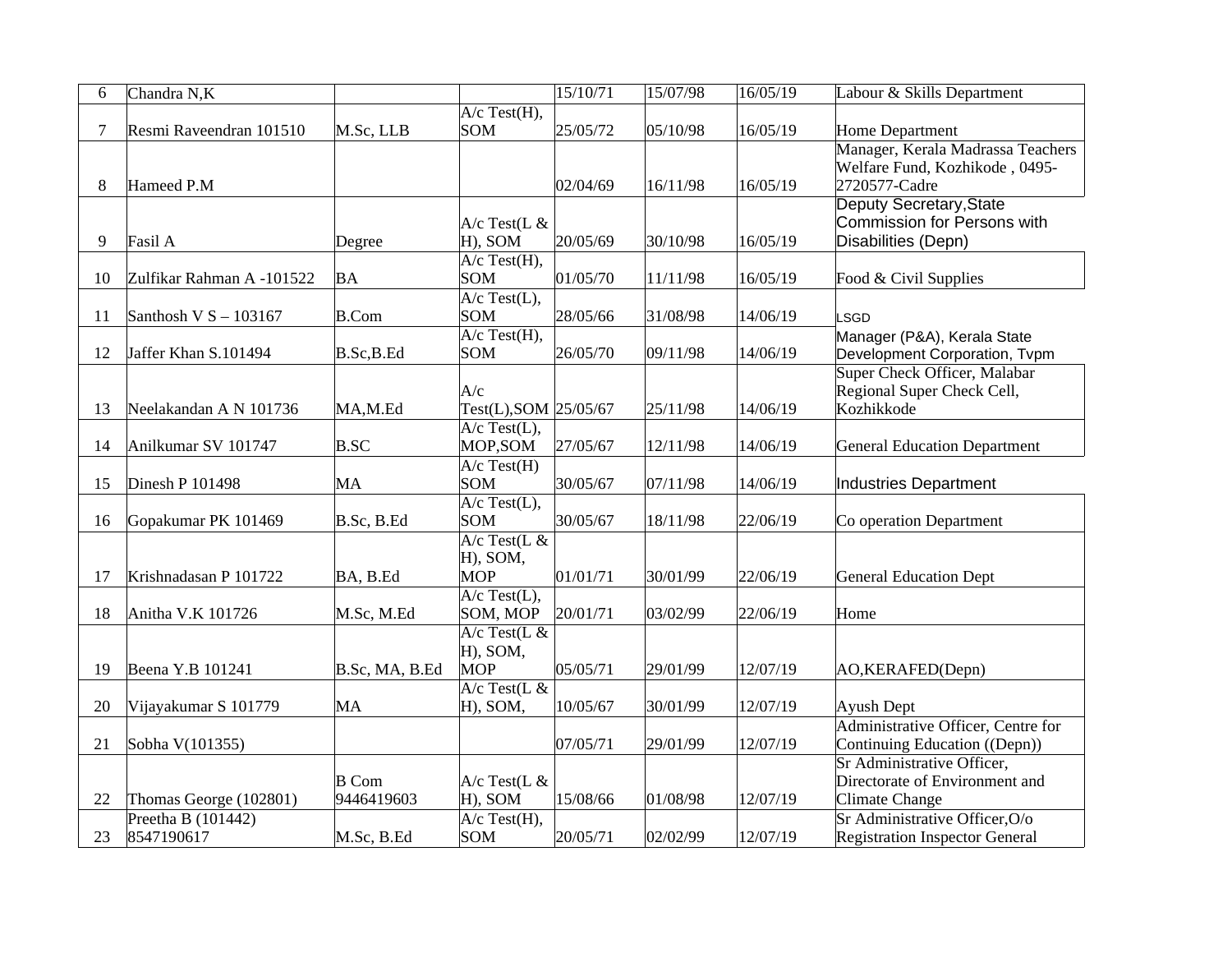| 6 | Chandra N,K | | | 15/10/71 | 15/07/98 | 16/05/19 | Labour & Skills Department |
|---|---|---|---|---|---|---|---|
| 7 | Resmi Raveendran 101510 | M.Sc, LLB | A/c Test(H), SOM | 25/05/72 | 05/10/98 | 16/05/19 | Home Department |
| 8 | Hameed P.M | | | 02/04/69 | 16/11/98 | 16/05/19 | Manager, Kerala Madrassa Teachers Welfare Fund, Kozhikode , 0495-2720577-Cadre |
| 9 | Fasil A | Degree | A/c Test(L & H), SOM | 20/05/69 | 30/10/98 | 16/05/19 | Deputy Secretary,State Commission for Persons with Disabilities (Depn) |
| 10 | Zulfikar Rahman A -101522 | BA | A/c Test(H), SOM | 01/05/70 | 11/11/98 | 16/05/19 | Food & Civil Supplies |
| 11 | Santhosh V S – 103167 | B.Com | A/c Test(L), SOM | 28/05/66 | 31/08/98 | 14/06/19 | LSGD |
| 12 | Jaffer Khan S.101494 | B.Sc,B.Ed | A/c Test(H), SOM | 26/05/70 | 09/11/98 | 14/06/19 | Manager (P&A), Kerala State Development Corporation, Tvpm |
| 13 | Neelakandan A N 101736 | MA,M.Ed | A/c Test(L),SOM | 25/05/67 | 25/11/98 | 14/06/19 | Super Check Officer, Malabar Regional Super Check Cell, Kozhikkode |
| 14 | Anilkumar SV 101747 | B.SC | A/c Test(L), MOP,SOM | 27/05/67 | 12/11/98 | 14/06/19 | General Education Department |
| 15 | Dinesh P 101498 | MA | A/c Test(H) SOM | 30/05/67 | 07/11/98 | 14/06/19 | Industries Department |
| 16 | Gopakumar PK 101469 | B.Sc, B.Ed | A/c Test(L), SOM | 30/05/67 | 18/11/98 | 22/06/19 | Co operation Department |
| 17 | Krishnadasan P 101722 | BA, B.Ed | A/c Test(L & H), SOM, MOP | 01/01/71 | 30/01/99 | 22/06/19 | General Education Dept |
| 18 | Anitha V.K 101726 | M.Sc, M.Ed | A/c Test(L), SOM, MOP | 20/01/71 | 03/02/99 | 22/06/19 | Home |
| 19 | Beena Y.B 101241 | B.Sc, MA, B.Ed | A/c Test(L & H), SOM, MOP | 05/05/71 | 29/01/99 | 12/07/19 | AO,KERAFED(Depn) |
| 20 | Vijayakumar S 101779 | MA | A/c Test(L & H), SOM, | 10/05/67 | 30/01/99 | 12/07/19 | Ayush Dept |
| 21 | Sobha V(101355) | | | 07/05/71 | 29/01/99 | 12/07/19 | Administrative Officer, Centre for Continuing Education ((Depn)) |
| 22 | Thomas George (102801) | B Com 9446419603 | A/c Test(L & H), SOM | 15/08/66 | 01/08/98 | 12/07/19 | Sr Administrative Officer, Directorate of Environment and Climate Change |
| 23 | Preetha B (101442) 8547190617 | M.Sc, B.Ed | A/c Test(H), SOM | 20/05/71 | 02/02/99 | 12/07/19 | Sr Administrative Officer,O/o Registration Inspector General |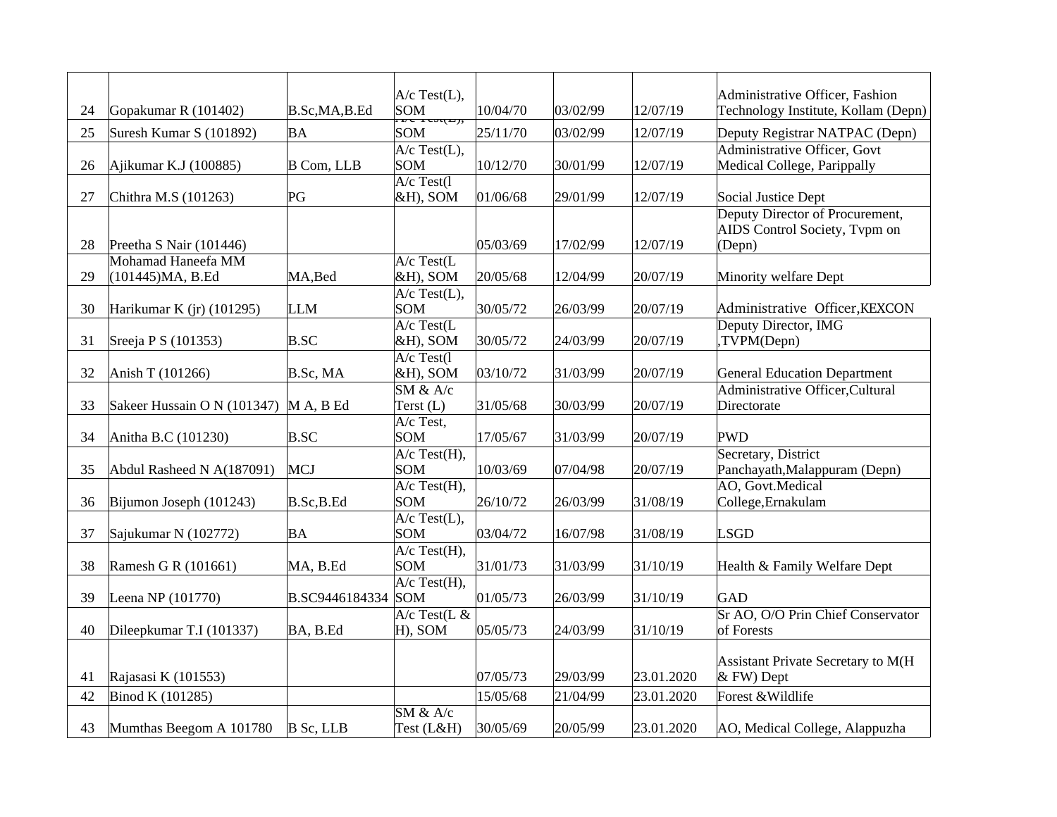| 24 | Gopakumar R (101402) | B.Sc,MA,B.Ed | A/c Test(L), SOM | 10/04/70 | 03/02/99 | 12/07/19 | Administrative Officer, Fashion Technology Institute, Kollam (Depn) |
|---|---|---|---|---|---|---|---|
| 25 | Suresh Kumar S (101892) | BA | A/c Test(L), SOM | 25/11/70 | 03/02/99 | 12/07/19 | Deputy Registrar NATPAC (Depn) |
| 26 | Ajikumar K.J (100885) | B Com, LLB | A/c Test(L), SOM | 10/12/70 | 30/01/99 | 12/07/19 | Administrative Officer, Govt Medical College, Parippally |
| 27 | Chithra M.S (101263) | PG | A/c Test(l &H), SOM | 01/06/68 | 29/01/99 | 12/07/19 | Social Justice Dept |
| 28 | Preetha S Nair (101446) | | | 05/03/69 | 17/02/99 | 12/07/19 | Deputy Director of Procurement, AIDS Control Society, Tvpm on (Depn) |
| 29 | Mohamad Haneefa MM (101445)MA, B.Ed | MA,Bed | A/c Test(L &H), SOM | 20/05/68 | 12/04/99 | 20/07/19 | Minority welfare Dept |
| 30 | Harikumar K (jr) (101295) | LLM | A/c Test(L), SOM | 30/05/72 | 26/03/99 | 20/07/19 | Administrative Officer,KEXCON |
| 31 | Sreeja P S (101353) | B.SC | A/c Test(L &H), SOM | 30/05/72 | 24/03/99 | 20/07/19 | Deputy Director, IMG ,TVPM(Depn) |
| 32 | Anish T (101266) | B.Sc, MA | A/c Test(l &H), SOM | 03/10/72 | 31/03/99 | 20/07/19 | General Education Department |
| 33 | Sakeer Hussain O N (101347) | M A, B Ed | SM & A/c Terst (L) | 31/05/68 | 30/03/99 | 20/07/19 | Administrative Officer,Cultural Directorate |
| 34 | Anitha B.C (101230) | B.SC | A/c Test, SOM | 17/05/67 | 31/03/99 | 20/07/19 | PWD |
| 35 | Abdul Rasheed N A(187091) | MCJ | A/c Test(H), SOM | 10/03/69 | 07/04/98 | 20/07/19 | Secretary, District Panchayath,Malappuram (Depn) |
| 36 | Bijumon Joseph (101243) | B.Sc,B.Ed | A/c Test(H), SOM | 26/10/72 | 26/03/99 | 31/08/19 | AO, Govt.Medical College,Ernakulam |
| 37 | Sajukumar N (102772) | BA | A/c Test(L), SOM | 03/04/72 | 16/07/98 | 31/08/19 | LSGD |
| 38 | Ramesh G R (101661) | MA, B.Ed | A/c Test(H), SOM | 31/01/73 | 31/03/99 | 31/10/19 | Health & Family Welfare Dept |
| 39 | Leena NP (101770) | B.SC9446184334 | A/c Test(H), SOM | 01/05/73 | 26/03/99 | 31/10/19 | GAD |
| 40 | Dileepkumar T.I (101337) | BA, B.Ed | A/c Test(L & H), SOM | 05/05/73 | 24/03/99 | 31/10/19 | Sr AO, O/O Prin Chief Conservator of Forests |
| 41 | Rajasasi K (101553) | | | 07/05/73 | 29/03/99 | 23.01.2020 | Assistant Private Secretary to M(H & FW) Dept |
| 42 | Binod K (101285) | | | 15/05/68 | 21/04/99 | 23.01.2020 | Forest &Wildlife |
| 43 | Mumthas Beegom A 101780 | B Sc, LLB | SM & A/c Test (L&H) | 30/05/69 | 20/05/99 | 23.01.2020 | AO, Medical College, Alappuzha |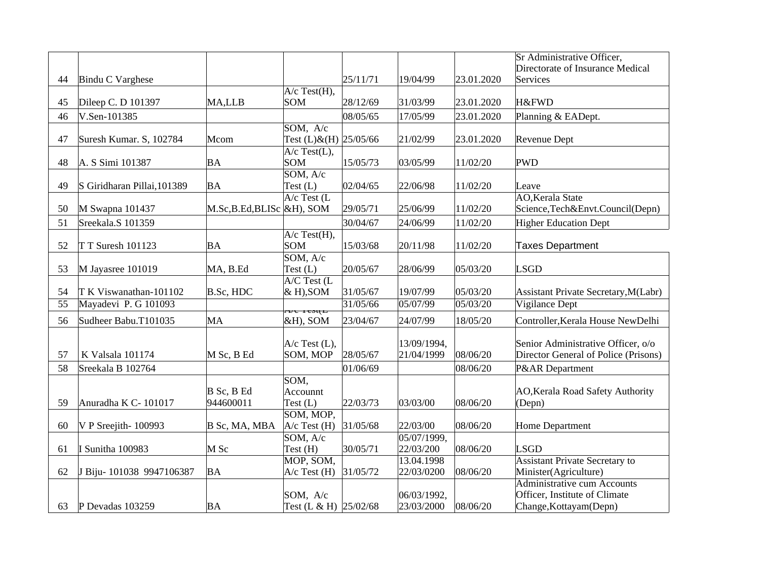| | | | | | | | |
|---|---|---|---|---|---|---|---|
| 44 | Bindu C Varghese | | | 25/11/71 | 19/04/99 | 23.01.2020 | Sr Administrative Officer, Directorate of Insurance Medical Services |
| 45 | Dileep C. D 101397 | MA,LLB | A/c Test(H), SOM | 28/12/69 | 31/03/99 | 23.01.2020 | H&FWD |
| 46 | V.Sen-101385 | | | 08/05/65 | 17/05/99 | 23.01.2020 | Planning & EADept. |
| 47 | Suresh Kumar. S, 102784 | Mcom | SOM, A/c Test (L)&(H) | 25/05/66 | 21/02/99 | 23.01.2020 | Revenue Dept |
| 48 | A. S Simi 101387 | BA | A/c Test(L), SOM | 15/05/73 | 03/05/99 | 11/02/20 | PWD |
| 49 | S Giridharan Pillai,101389 | BA | SOM, A/c Test (L) | 02/04/65 | 22/06/98 | 11/02/20 | Leave |
| 50 | M Swapna 101437 | M.Sc,B.Ed,BLISc | A/c Test (L &H), SOM | 29/05/71 | 25/06/99 | 11/02/20 | AO,Kerala State Science,Tech&Envt.Council(Depn) |
| 51 | Sreekala.S 101359 | | | 30/04/67 | 24/06/99 | 11/02/20 | Higher Education Dept |
| 52 | T T Suresh 101123 | BA | A/c Test(H), SOM | 15/03/68 | 20/11/98 | 11/02/20 | Taxes Department |
| 53 | M Jayasree 101019 | MA, B.Ed | SOM, A/c Test (L) | 20/05/67 | 28/06/99 | 05/03/20 | LSGD |
| 54 | T K Viswanathan-101102 | B.Sc, HDC | A/C Test (L & H),SOM | 31/05/67 | 19/07/99 | 05/03/20 | Assistant Private Secretary,M(Labr) |
| 55 | Mayadevi P. G 101093 | | | 31/05/66 | 05/07/99 | 05/03/20 | Vigilance Dept |
| 56 | Sudheer Babu.T101035 | MA | A/c Test(L &H), SOM | 23/04/67 | 24/07/99 | 18/05/20 | Controller,Kerala House NewDelhi |
| 57 | K Valsala 101174 | M Sc, B Ed | A/c Test (L), SOM, MOP | 28/05/67 | 13/09/1994, 21/04/1999 | 08/06/20 | Senior Administrative Officer, o/o Director General of Police (Prisons) |
| 58 | Sreekala B 102764 | | | 01/06/69 | | 08/06/20 | P&AR Department |
| 59 | Anuradha K C- 101017 | B Sc, B Ed 944600011 | SOM, Accounnt Test (L) | 22/03/73 | 03/03/00 | 08/06/20 | AO,Kerala Road Safety Authority (Depn) |
| 60 | V P Sreejith- 100993 | B Sc, MA, MBA | SOM, MOP, A/c Test (H) | 31/05/68 | 22/03/00 | 08/06/20 | Home Department |
| 61 | I Sunitha 100983 | M Sc | SOM, A/c Test (H) | 30/05/71 | 05/07/1999, 22/03/200 | 08/06/20 | LSGD |
| 62 | J Biju- 101038 9947106387 | BA | MOP, SOM, A/c Test (H) | 31/05/72 | 13.04.1998 22/03/0200 | 08/06/20 | Assistant Private Secretary to Minister(Agriculture) |
| 63 | P Devadas 103259 | BA | SOM, A/c Test (L & H) | 25/02/68 | 06/03/1992, 23/03/2000 | 08/06/20 | Administrative cum Accounts Officer, Institute of Climate Change,Kottayam(Depn) |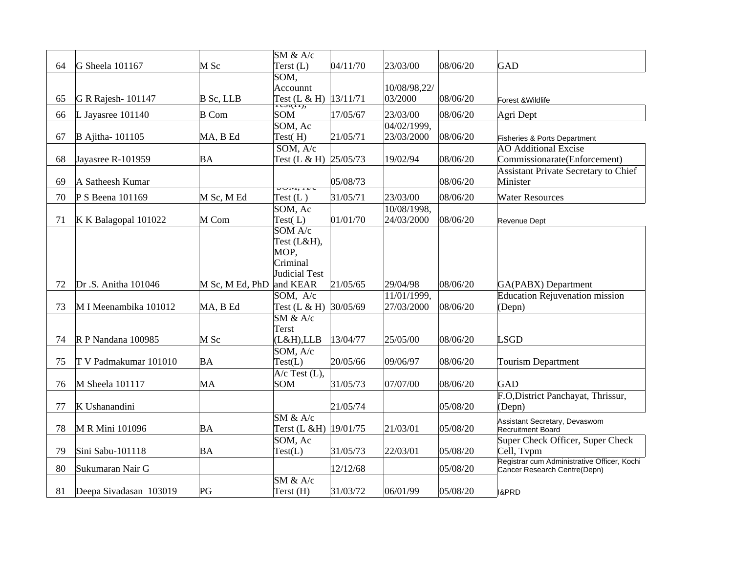| | | | | | | | |
|---|---|---|---|---|---|---|---|
| 64 | G Sheela 101167 | M Sc | SM & A/c Terst (L) | 04/11/70 | 23/03/00 | 08/06/20 | GAD |
| 65 | G R Rajesh- 101147 | B Sc, LLB | SOM, Accounnt Test (L & H) | 13/11/71 | 10/08/98,22/03/2000 | 08/06/20 | Forest &Wildlife |
| 66 | L Jayasree 101140 | B Com | Test(H), SOM | 17/05/67 | 23/03/00 | 08/06/20 | Agri Dept |
| 67 | B Ajitha- 101105 | MA, B Ed | SOM, Ac Test( H) | 21/05/71 | 04/02/1999, 23/03/2000 | 08/06/20 | Fisheries & Ports Department |
| 68 | Jayasree R-101959 | BA | SOM, A/c Test (L & H) | 25/05/73 | 19/02/94 | 08/06/20 | AO Additional Excise Commissionarate(Enforcement) |
| 69 | A Satheesh Kumar | | | 05/08/73 | | 08/06/20 | Assistant Private Secretary to Chief Minister |
| 70 | P S Beena 101169 | M Sc, M Ed | SOM, A/c Test (L ) | 31/05/71 | 23/03/00 | 08/06/20 | Water Resources |
| 71 | K K Balagopal 101022 | M Com | SOM, Ac Test( L) | 01/01/70 | 10/08/1998, 24/03/2000 | 08/06/20 | Revenue Dept |
| 72 | Dr .S. Anitha 101046 | M Sc, M Ed, PhD | SOM A/c Test (L&H), MOP, Criminal Judicial Test and KEAR | 21/05/65 | 29/04/98 | 08/06/20 | GA(PABX) Department |
| 73 | M I Meenambika 101012 | MA, B Ed | SOM, A/c Test (L & H) | 30/05/69 | 11/01/1999, 27/03/2000 | 08/06/20 | Education Rejuvenation mission (Depn) |
| 74 | R P Nandana 100985 | M Sc | SM & A/c Terst (L&H),LLB | 13/04/77 | 25/05/00 | 08/06/20 | LSGD |
| 75 | T V Padmakumar 101010 | BA | SOM, A/c Test(L) | 20/05/66 | 09/06/97 | 08/06/20 | Tourism Department |
| 76 | M Sheela 101117 | MA | A/c Test (L), SOM | 31/05/73 | 07/07/00 | 08/06/20 | GAD |
| 77 | K Ushanandini | | | 21/05/74 | | 05/08/20 | F.O,District Panchayat, Thrissur, (Depn) |
| 78 | M R Mini 101096 | BA | SM & A/c Terst (L &H) | 19/01/75 | 21/03/01 | 05/08/20 | Assistant Secretary, Devaswom Recruitment Board |
| 79 | Sini Sabu-101118 | BA | SOM, Ac Test(L) | 31/05/73 | 22/03/01 | 05/08/20 | Super Check Officer, Super Check Cell, Tvpm |
| 80 | Sukumaran Nair G | | | 12/12/68 | | 05/08/20 | Registrar cum Administrative Officer, Kochi Cancer Research Centre(Depn) |
| 81 | Deepa Sivadasan 103019 | PG | SM & A/c Terst (H) | 31/03/72 | 06/01/99 | 05/08/20 | I&PRD |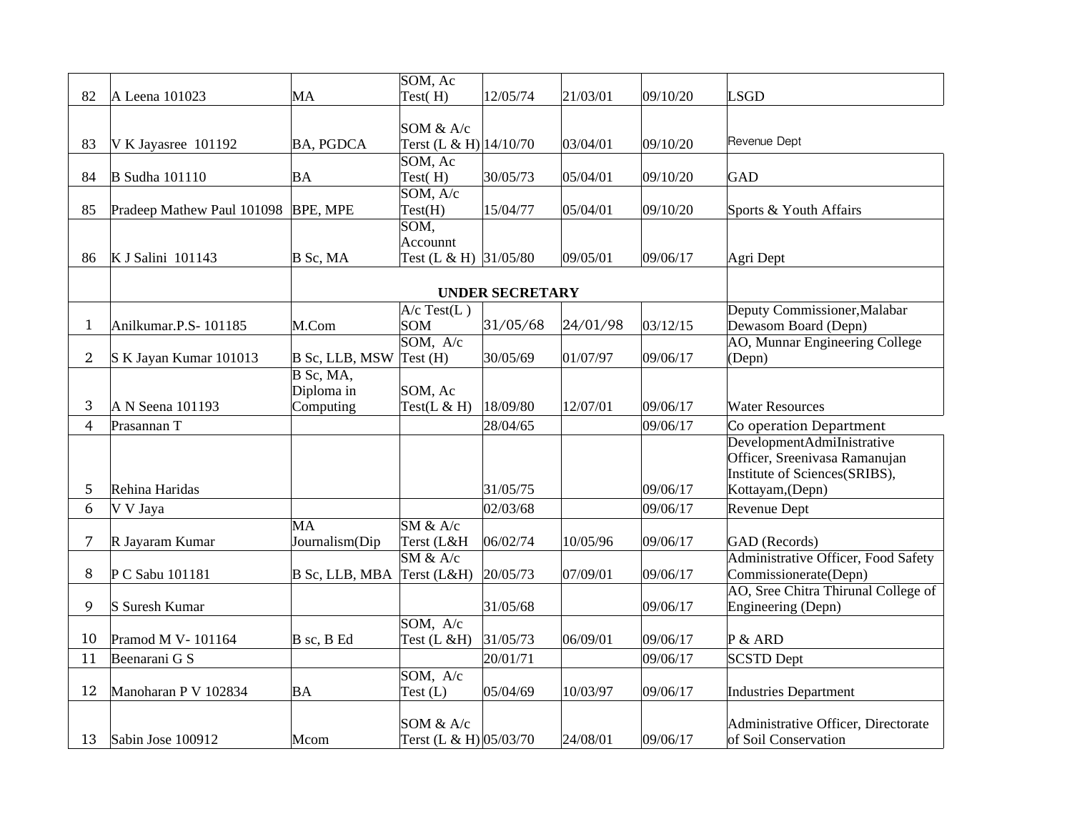| | | | | | | | |
|---|---|---|---|---|---|---|---|
| 82 | A Leena 101023 | MA | SOM, Ac Test( H) | 12/05/74 | 21/03/01 | 09/10/20 | LSGD |
| 83 | V K Jayasree 101192 | BA, PGDCA | SOM & A/c Terst (L & H) | 14/10/70 | 03/04/01 | 09/10/20 | Revenue Dept |
| 84 | B Sudha 101110 | BA | SOM, Ac Test( H) | 30/05/73 | 05/04/01 | 09/10/20 | GAD |
| 85 | Pradeep Mathew Paul 101098 | BPE, MPE | SOM, A/c Test(H) | 15/04/77 | 05/04/01 | 09/10/20 | Sports & Youth Affairs |
| 86 | K J Salini 101143 | B Sc, MA | SOM, Accounnt Test (L & H) | 31/05/80 | 09/05/01 | 09/06/17 | Agri Dept |
| | | | **UNDER SECRETARY** | | | | |
| 1 | Anilkumar.P.S- 101185 | M.Com | A/c Test(L ) SOM | 31/05/68 | 24/01/98 | 03/12/15 | Deputy Commissioner,Malabar Dewasom Board (Depn) |
| 2 | S K Jayan Kumar 101013 | B Sc, LLB, MSW | SOM, A/c Test (H) | 30/05/69 | 01/07/97 | 09/06/17 | AO, Munnar Engineering College (Depn) |
| 3 | A N Seena 101193 | B Sc, MA, Diploma in Computing | SOM, Ac Test(L & H) | 18/09/80 | 12/07/01 | 09/06/17 | Water Resources |
| 4 | Prasannan T | | | 28/04/65 | | 09/06/17 | Co operation Department |
| 5 | Rehina Haridas | | | 31/05/75 | | 09/06/17 | DevelopmentAdmiInistrative Officer, Sreenivasa Ramanujan Institute of Sciences(SRIBS), Kottayam,(Depn) |
| 6 | V V Jaya | | | 02/03/68 | | 09/06/17 | Revenue Dept |
| 7 | R Jayaram Kumar | MA Journalism(Dip | SM & A/c Terst (L&H | 06/02/74 | 10/05/96 | 09/06/17 | GAD (Records) |
| 8 | P C Sabu 101181 | B Sc, LLB, MBA | SM & A/c Terst (L&H) | 20/05/73 | 07/09/01 | 09/06/17 | Administrative Officer, Food Safety Commissionerate(Depn) |
| 9 | S Suresh Kumar | | | 31/05/68 | | 09/06/17 | AO, Sree Chitra Thirunal College of Engineering (Depn) |
| 10 | Pramod M V- 101164 | B sc, B Ed | SOM, A/c Test (L &H) | 31/05/73 | 06/09/01 | 09/06/17 | P & ARD |
| 11 | Beenarani G S | | | 20/01/71 | | 09/06/17 | SCSTD Dept |
| 12 | Manoharan P V 102834 | BA | SOM, A/c Test (L) | 05/04/69 | 10/03/97 | 09/06/17 | Industries Department |
| 13 | Sabin Jose 100912 | Mcom | SOM & A/c Terst (L & H) | 05/03/70 | 24/08/01 | 09/06/17 | Administrative Officer, Directorate of Soil Conservation |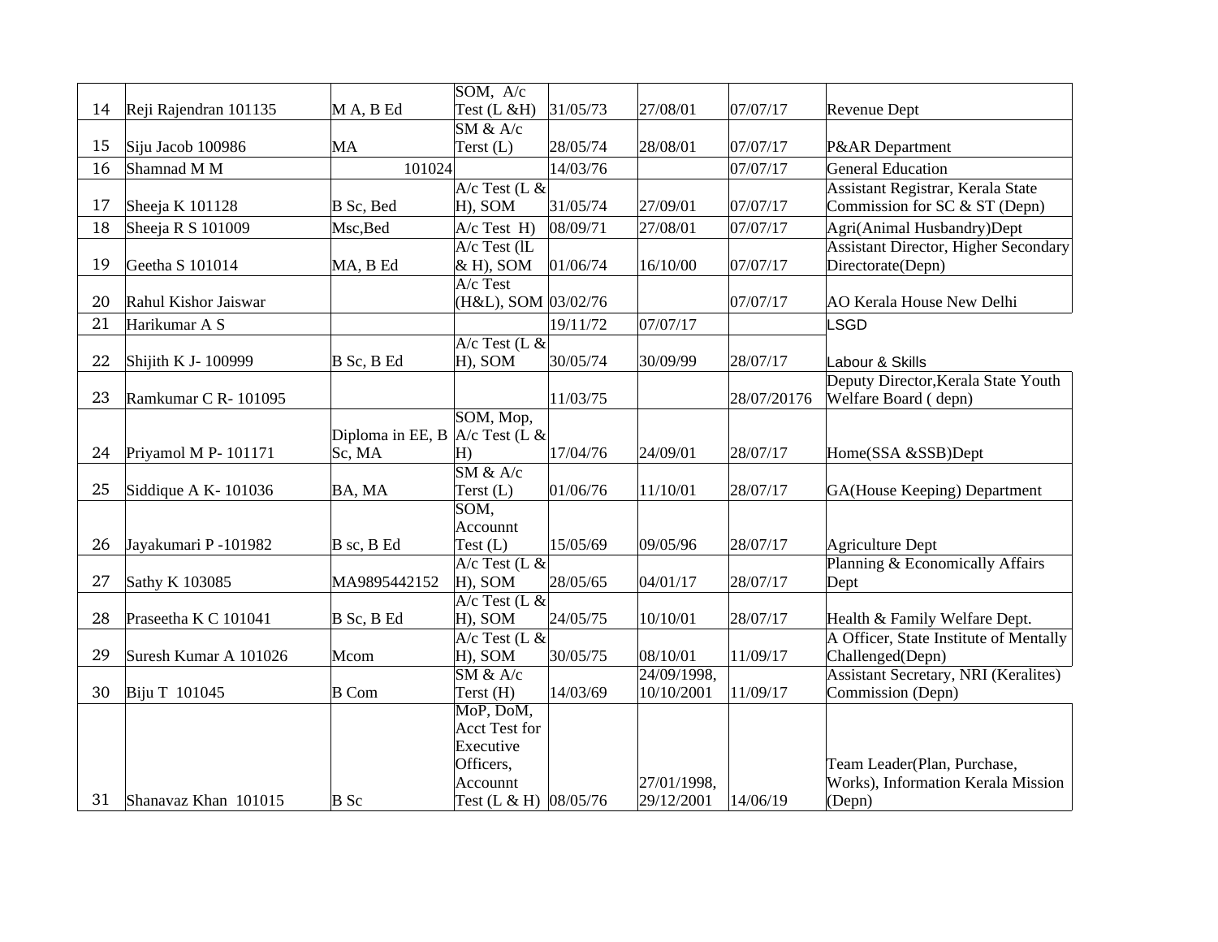| | | | | | | | |
|---|---|---|---|---|---|---|---|
| 14 | Reji Rajendran 101135 | M A, B Ed | SOM, A/c Test (L &H) | 31/05/73 | 27/08/01 | 07/07/17 | Revenue Dept |
| 15 | Siju Jacob 100986 | MA | SM & A/c Terst (L) | 28/05/74 | 28/08/01 | 07/07/17 | P&AR Department |
| 16 | Shamnad M M | 101024 | | 14/03/76 | | 07/07/17 | General Education |
| 17 | Sheeja K 101128 | B Sc, Bed | A/c Test (L & H), SOM | 31/05/74 | 27/09/01 | 07/07/17 | Assistant Registrar, Kerala State Commission for SC & ST (Depn) |
| 18 | Sheeja R S 101009 | Msc,Bed | A/c Test H) | 08/09/71 | 27/08/01 | 07/07/17 | Agri(Animal Husbandry)Dept |
| 19 | Geetha S 101014 | MA, B Ed | A/c Test (lL & H), SOM | 01/06/74 | 16/10/00 | 07/07/17 | Assistant Director, Higher Secondary Directorate(Depn) |
| 20 | Rahul Kishor Jaiswar | | A/c Test (H&L), SOM | 03/02/76 | | 07/07/17 | AO Kerala House New Delhi |
| 21 | Harikumar A S | | | 19/11/72 | 07/07/17 | | LSGD |
| 22 | Shijith K J- 100999 | B Sc, B Ed | A/c Test (L & H), SOM | 30/05/74 | 30/09/99 | 28/07/17 | Labour & Skills |
| 23 | Ramkumar C R- 101095 | | | 11/03/75 | | 28/07/20176 | Deputy Director,Kerala State Youth Welfare Board ( depn) |
| 24 | Priyamol M P- 101171 | Diploma in EE, B Sc, MA | SOM, Mop, A/c Test (L & H) | 17/04/76 | 24/09/01 | 28/07/17 | Home(SSA &SSB)Dept |
| 25 | Siddique A K- 101036 | BA, MA | SM & A/c Terst (L) | 01/06/76 | 11/10/01 | 28/07/17 | GA(House Keeping) Department |
| 26 | Jayakumari P -101982 | B sc, B Ed | SOM, Accounnt Test (L) | 15/05/69 | 09/05/96 | 28/07/17 | Agriculture Dept |
| 27 | Sathy K 103085 | MA9895442152 | A/c Test (L & H), SOM | 28/05/65 | 04/01/17 | 28/07/17 | Planning & Economically Affairs Dept |
| 28 | Praseetha K C 101041 | B Sc, B Ed | A/c Test (L & H), SOM | 24/05/75 | 10/10/01 | 28/07/17 | Health & Family Welfare Dept. |
| 29 | Suresh Kumar A 101026 | Mcom | A/c Test (L & H), SOM | 30/05/75 | 08/10/01 | 11/09/17 | A Officer, State Institute of Mentally Challenged(Depn) |
| 30 | Biju T 101045 | B Com | SM & A/c Terst (H) | 14/03/69 | 24/09/1998, 10/10/2001 | 11/09/17 | Assistant Secretary, NRI (Keralites) Commission (Depn) |
| 31 | Shanavaz Khan 101015 | B Sc | MoP, DoM, Acct Test for Executive Officers, Accounnt Test (L & H) | 08/05/76 | 27/01/1998, 29/12/2001 | 14/06/19 | Team Leader(Plan, Purchase, Works), Information Kerala Mission (Depn) |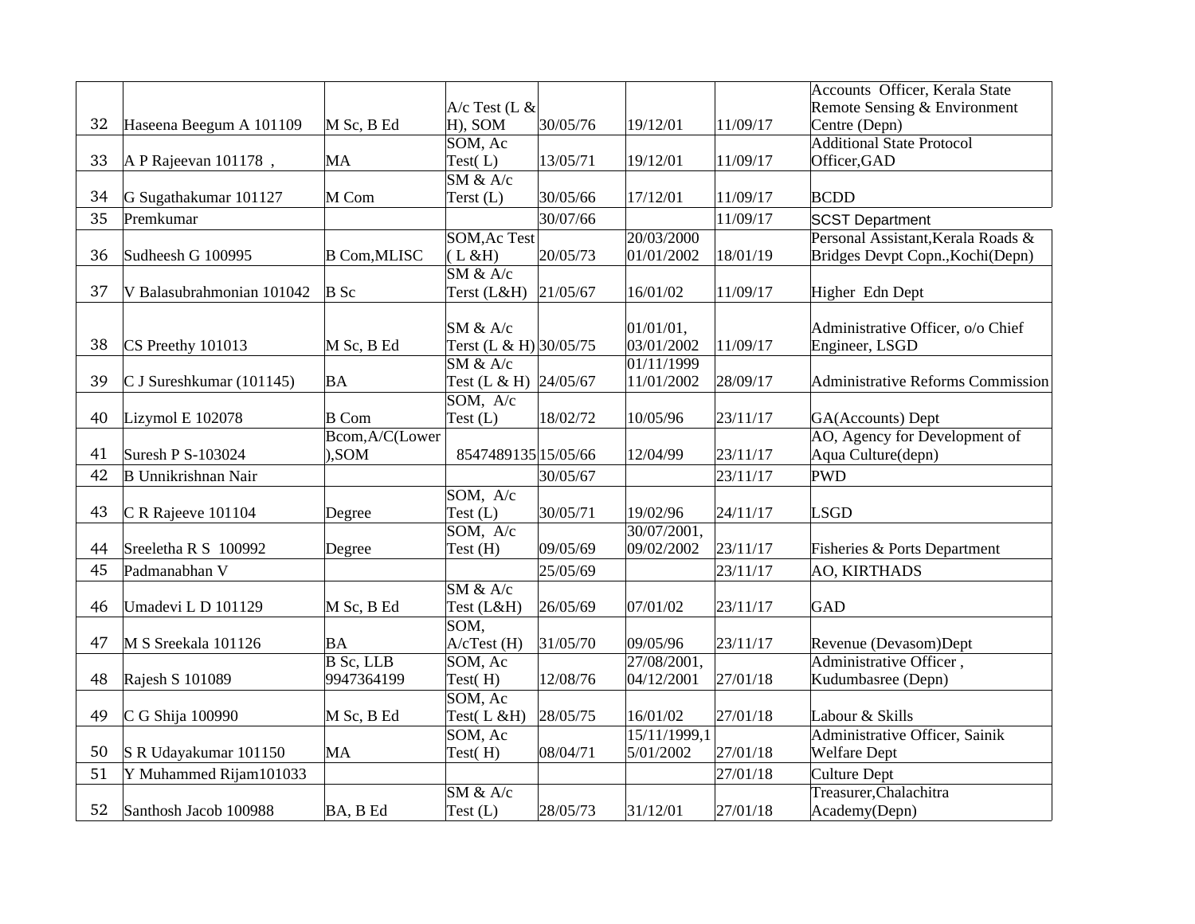| 32 | Haseena Beegum A 101109 | M Sc, B Ed | A/c Test (L & H), SOM | 30/05/76 | 19/12/01 | 11/09/17 | Accounts Officer, Kerala State Remote Sensing & Environment Centre (Depn) |
|---|---|---|---|---|---|---|---|
| 33 | A P Rajeevan 101178 , | MA | SOM, Ac Test( L) | 13/05/71 | 19/12/01 | 11/09/17 | Additional State Protocol Officer,GAD |
| 34 | G Sugathakumar 101127 | M Com | SM & A/c Terst (L) | 30/05/66 | 17/12/01 | 11/09/17 | BCDD |
| 35 | Premkumar | | | 30/07/66 | | 11/09/17 | SCST Department |
| 36 | Sudheesh G 100995 | B Com,MLISC | SOM,Ac Test ( L &H) | 20/05/73 | 20/03/2000 01/01/2002 | 18/01/19 | Personal Assistant,Kerala Roads & Bridges Devpt Copn.,Kochi(Depn) |
| 37 | V Balasubrahmonian 101042 | B Sc | SM & A/c Terst (L&H) | 21/05/67 | 16/01/02 | 11/09/17 | Higher Edn Dept |
| 38 | CS Preethy 101013 | M Sc, B Ed | SM & A/c Terst (L & H) | 30/05/75 | 01/01/01, 03/01/2002 | 11/09/17 | Administrative Officer, o/o Chief Engineer, LSGD |
| 39 | C J Sureshkumar (101145) | BA | SM & A/c Test (L & H) | 24/05/67 | 01/11/1999 11/01/2002 | 28/09/17 | Administrative Reforms Commission |
| 40 | Lizymol E 102078 | B Com | SOM, A/c Test (L) | 18/02/72 | 10/05/96 | 23/11/17 | GA(Accounts) Dept |
| 41 | Suresh P S-103024 | Bcom,A/C(Lower ),SOM | 8547489135 | 15/05/66 | 12/04/99 | 23/11/17 | AO, Agency for Development of Aqua Culture(depn) |
| 42 | B Unnikrishnan Nair | | | 30/05/67 | | 23/11/17 | PWD |
| 43 | C R Rajeeve 101104 | Degree | SOM, A/c Test (L) | 30/05/71 | 19/02/96 | 24/11/17 | LSGD |
| 44 | Sreeletha R S 100992 | Degree | SOM, A/c Test (H) | 09/05/69 | 30/07/2001, 09/02/2002 | 23/11/17 | Fisheries & Ports Department |
| 45 | Padmanabhan V | | | 25/05/69 | | 23/11/17 | AO, KIRTHADS |
| 46 | Umadevi L D 101129 | M Sc, B Ed | SM & A/c Test (L&H) | 26/05/69 | 07/01/02 | 23/11/17 | GAD |
| 47 | M S Sreekala 101126 | BA | SOM, A/cTest (H) | 31/05/70 | 09/05/96 | 23/11/17 | Revenue (Devasom)Dept |
| 48 | Rajesh S 101089 | B Sc, LLB 9947364199 | SOM, Ac Test( H) | 12/08/76 | 27/08/2001, 04/12/2001 | 27/01/18 | Administrative Officer , Kudumbasree (Depn) |
| 49 | C G Shija 100990 | M Sc, B Ed | SOM, Ac Test( L &H) | 28/05/75 | 16/01/02 | 27/01/18 | Labour & Skills |
| 50 | S R Udayakumar 101150 | MA | SOM, Ac Test( H) | 08/04/71 | 15/11/1999,1 5/01/2002 | 27/01/18 | Administrative Officer, Sainik Welfare Dept |
| 51 | Y Muhammed Rijam101033 | | | | | 27/01/18 | Culture Dept |
| 52 | Santhosh Jacob 100988 | BA, B Ed | SM & A/c Test (L) | 28/05/73 | 31/12/01 | 27/01/18 | Treasurer,Chalachitra Academy(Depn) |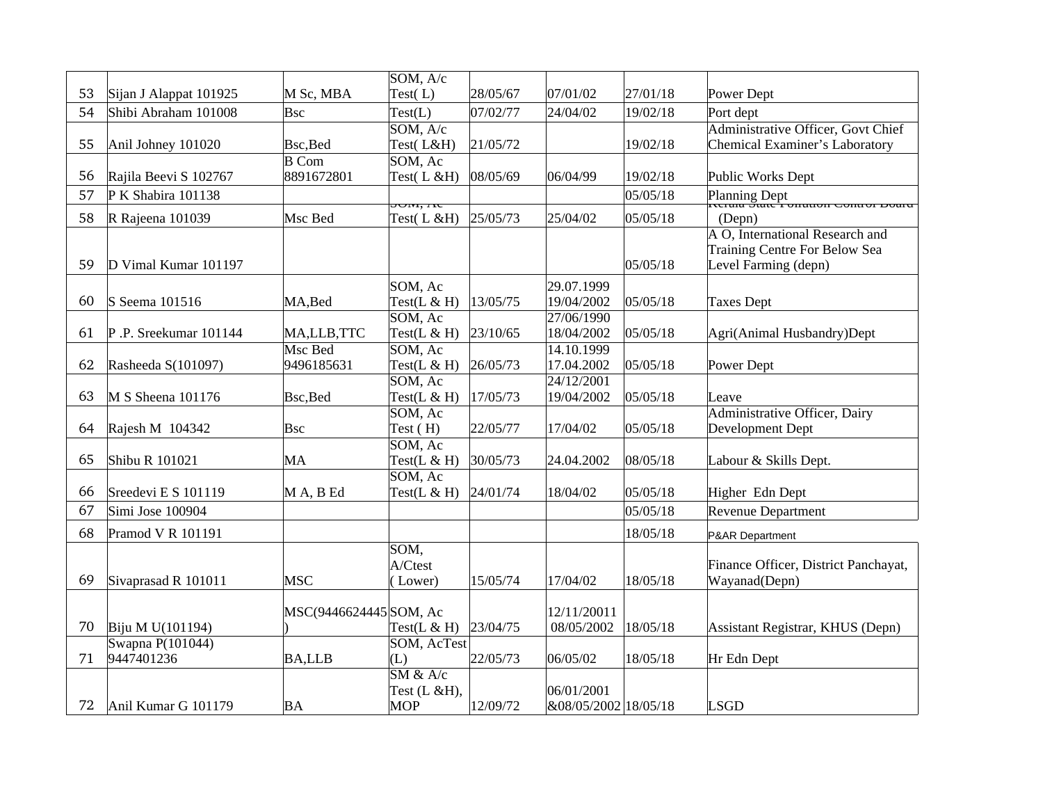| 53 | Sijan J Alappat 101925 | M Sc, MBA | SOM, A/c Test( L) | 28/05/67 | 07/01/02 | 27/01/18 | Power Dept |
|---|---|---|---|---|---|---|---|
| 54 | Shibi Abraham 101008 | Bsc | Test(L) | 07/02/77 | 24/04/02 | 19/02/18 | Port dept |
| 55 | Anil Johney 101020 | Bsc,Bed | SOM, A/c Test( L&H) | 21/05/72 | | 19/02/18 | Administrative Officer, Govt Chief Chemical Examiner's Laboratory |
| 56 | Rajila Beevi S 102767 | B Com 8891672801 | SOM, Ac Test( L &H) | 08/05/69 | 06/04/99 | 19/02/18 | Public Works Dept |
| 57 | P K Shabira 101138 | | | | | 05/05/18 | Planning Dept |
| 58 | R Rajeena 101039 | Msc Bed | SOM, Ac Test( L &H) | 25/05/73 | 25/04/02 | 05/05/18 | Kerala State Pollution Control Board (Depn) |
| 59 | D Vimal Kumar 101197 | | | | | 05/05/18 | A O, International Research and Training Centre For Below Sea Level Farming (depn) |
| 60 | S Seema 101516 | MA,Bed | SOM, Ac Test(L & H) | 13/05/75 | 29.07.1999 19/04/2002 | 05/05/18 | Taxes Dept |
| 61 | P .P. Sreekumar 101144 | MA,LLB,TTC | SOM, Ac Test(L & H) | 23/10/65 | 27/06/1990 18/04/2002 | 05/05/18 | Agri(Animal Husbandry)Dept |
| 62 | Rasheeda S(101097) | Msc Bed 9496185631 | SOM, Ac Test(L & H) | 26/05/73 | 14.10.1999 17.04.2002 | 05/05/18 | Power Dept |
| 63 | M S Sheena 101176 | Bsc,Bed | SOM, Ac Test(L & H) | 17/05/73 | 24/12/2001 19/04/2002 | 05/05/18 | Leave |
| 64 | Rajesh M 104342 | Bsc | SOM, Ac Test ( H) | 22/05/77 | 17/04/02 | 05/05/18 | Administrative Officer, Dairy Development Dept |
| 65 | Shibu R 101021 | MA | SOM, Ac Test(L & H) | 30/05/73 | 24.04.2002 | 08/05/18 | Labour & Skills Dept. |
| 66 | Sreedevi E S 101119 | M A, B Ed | SOM, Ac Test(L & H) | 24/01/74 | 18/04/02 | 05/05/18 | Higher Edn Dept |
| 67 | Simi Jose 100904 | | | | | 05/05/18 | Revenue Department |
| 68 | Pramod V R 101191 | | | | | 18/05/18 | P&AR Department |
| 69 | Sivaprasad R 101011 | MSC | SOM, A/Ctest ( Lower) | 15/05/74 | 17/04/02 | 18/05/18 | Finance Officer, District Panchayat, Wayanad(Depn) |
| 70 | Biju M U(101194) | MSC(9446624445) | SOM, Ac Test(L & H) | 23/04/75 | 12/11/20011 08/05/2002 | 18/05/18 | Assistant Registrar, KHUS (Depn) |
| 71 | Swapna P(101044) 9447401236 | BA,LLB | SOM, AcTest (L) | 22/05/73 | 06/05/02 | 18/05/18 | Hr Edn Dept |
| 72 | Anil Kumar G 101179 | BA | SM & A/c Test (L &H), MOP | 12/09/72 | 06/01/2001 &08/05/2002 | 18/05/18 | LSGD |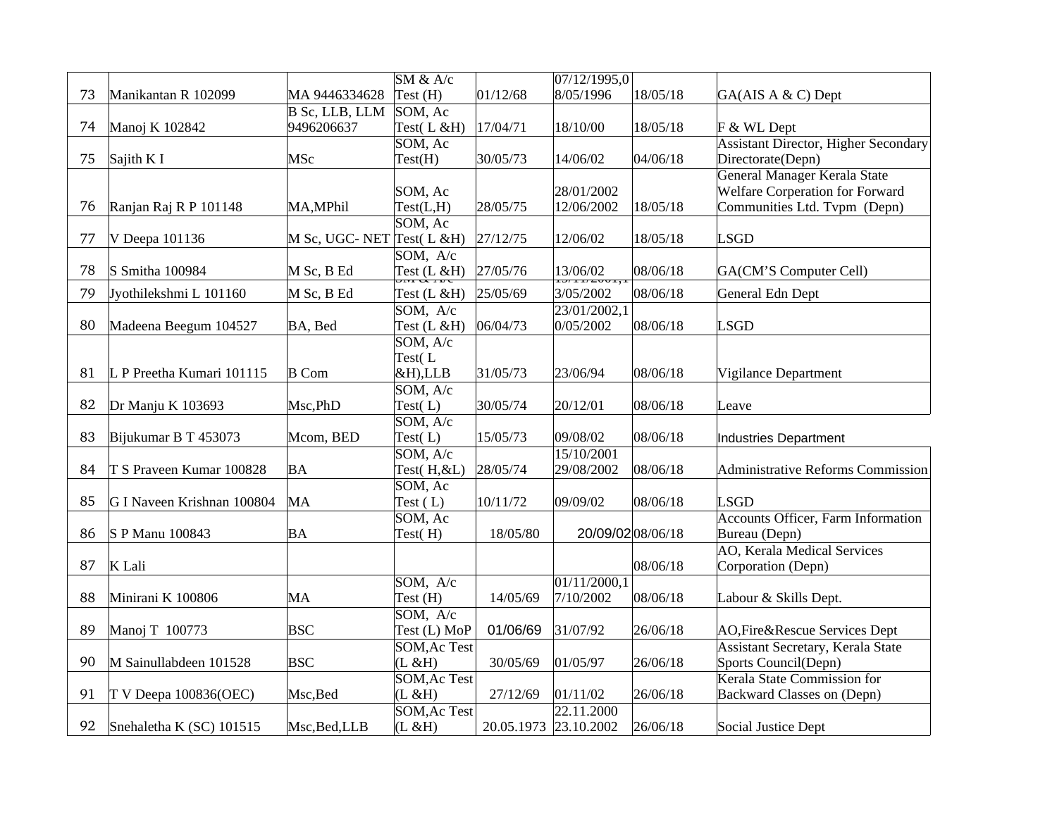| 73 | Manikantan R 102099 | MA 9446334628 | SM & A/c Test (H) | 01/12/68 | 07/12/1995,08/05/1996 | 18/05/18 | GA(AIS A & C) Dept |
|---|---|---|---|---|---|---|---|
| 74 | Manoj K 102842 | B Sc, LLB, LLM 9496206637 | SOM, Ac Test( L &H) | 17/04/71 | 18/10/00 | 18/05/18 | F & WL Dept |
| 75 | Sajith K I | MSc | SOM, Ac Test(H) | 30/05/73 | 14/06/02 | 04/06/18 | Assistant Director, Higher Secondary Directorate(Depn) |
| 76 | Ranjan Raj R P 101148 | MA,MPhil | SOM, Ac Test(L,H) | 28/05/75 | 28/01/2002 12/06/2002 | 18/05/18 | General Manager Kerala State Welfare Corperation for Forward Communities Ltd. Tvpm (Depn) |
| 77 | V Deepa 101136 | M Sc, UGC- NET | SOM, Ac Test( L &H) | 27/12/75 | 12/06/02 | 18/05/18 | LSGD |
| 78 | S Smitha 100984 | M Sc, B Ed | SOM, A/c Test (L &H) | 27/05/76 | 13/06/02 | 08/06/18 | GA(CM'S Computer Cell) |
| 79 | Jyothilekshmi L 101160 | M Sc, B Ed | SM & A/c Test (L &H) | 25/05/69 | 15/11/2001,13/05/2002 | 08/06/18 | General Edn Dept |
| 80 | Madeena Beegum 104527 | BA, Bed | SOM, A/c Test (L &H) | 06/04/73 | 23/01/2002,10/05/2002 | 08/06/18 | LSGD |
| 81 | L P Preetha Kumari 101115 | B Com | SOM, A/c Test( L &H),LLB | 31/05/73 | 23/06/94 | 08/06/18 | Vigilance Department |
| 82 | Dr Manju K 103693 | Msc,PhD | SOM, A/c Test( L) | 30/05/74 | 20/12/01 | 08/06/18 | Leave |
| 83 | Bijukumar B T 453073 | Mcom, BED | SOM, A/c Test( L) | 15/05/73 | 09/08/02 | 08/06/18 | Industries Department |
| 84 | T S Praveen Kumar 100828 | BA | SOM, A/c Test( H,&L) | 28/05/74 | 15/10/2001 29/08/2002 | 08/06/18 | Administrative Reforms Commission |
| 85 | G I Naveen Krishnan 100804 | MA | SOM, Ac Test ( L) | 10/11/72 | 09/09/02 | 08/06/18 | LSGD |
| 86 | S P Manu 100843 | BA | SOM, Ac Test( H) | 18/05/80 | 20/09/02 | 08/06/18 | Accounts Officer, Farm Information Bureau (Depn) |
| 87 | K Lali | | | | | 08/06/18 | AO, Kerala Medical Services Corporation (Depn) |
| 88 | Minirani K 100806 | MA | SOM, A/c Test (H) | 14/05/69 | 01/11/2000,17/10/2002 | 08/06/18 | Labour & Skills Dept. |
| 89 | Manoj T 100773 | BSC | SOM, A/c Test (L) MoP | 01/06/69 | 31/07/92 | 26/06/18 | AO,Fire&Rescue Services Dept |
| 90 | M Sainullabdeen 101528 | BSC | SOM,Ac Test (L &H) | 30/05/69 | 01/05/97 | 26/06/18 | Assistant Secretary, Kerala State Sports Council(Depn) |
| 91 | T V Deepa 100836(OEC) | Msc,Bed | SOM,Ac Test (L &H) | 27/12/69 | 01/11/02 | 26/06/18 | Kerala State Commission for Backward Classes on (Depn) |
| 92 | Snehaletha K (SC) 101515 | Msc,Bed,LLB | SOM,Ac Test (L &H) | 20.05.1973 | 22.11.2000 23.10.2002 | 26/06/18 | Social Justice Dept |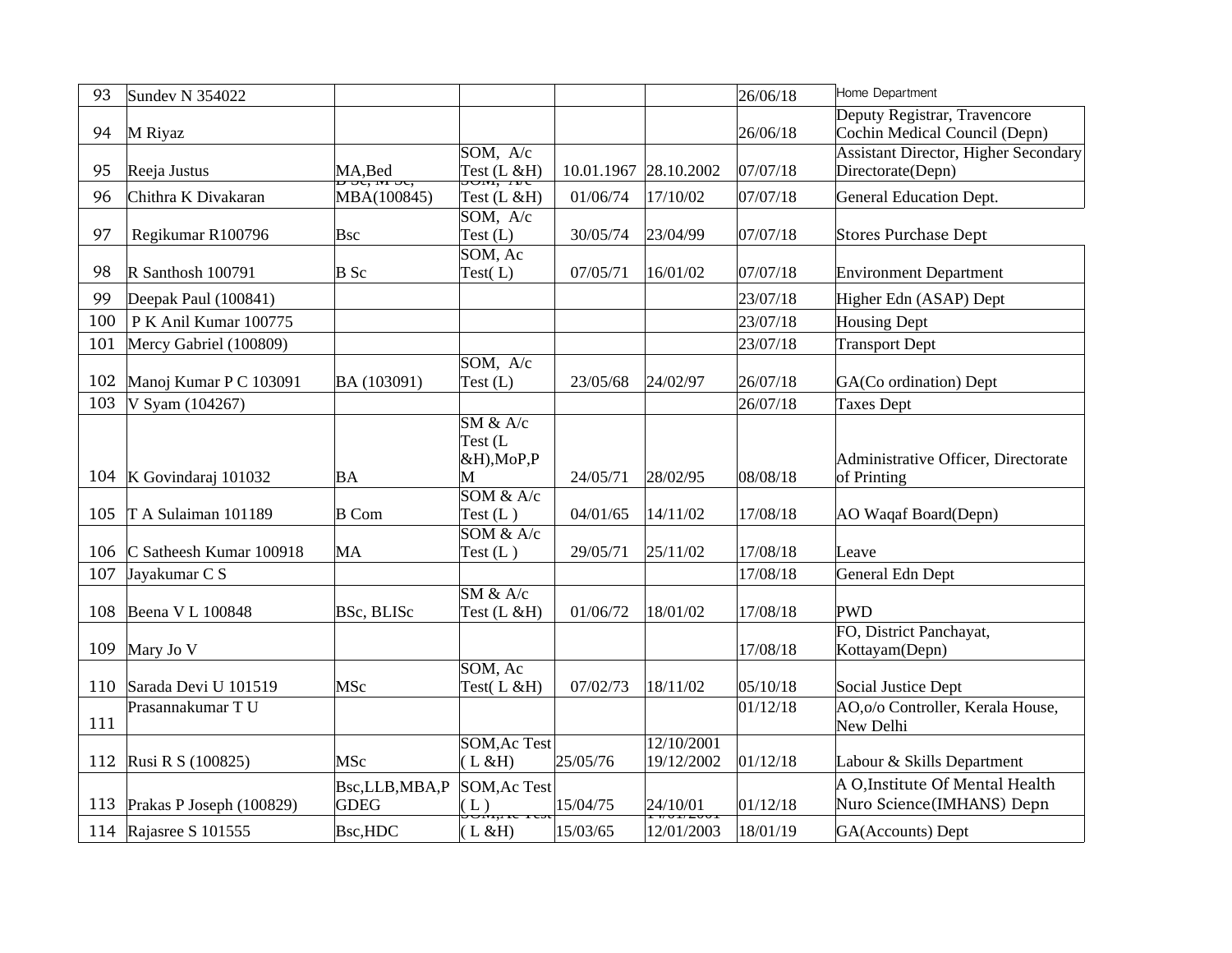| 93 | Sundev N 354022 | | | | | 26/06/18 | Home Department |
|---|---|---|---|---|---|---|---|
| 94 | M Riyaz | | | | | 26/06/18 | Deputy Registrar, Travencore Cochin Medical Council (Depn) |
| 95 | Reeja Justus | MA,Bed | SOM, A/c Test (L &H) | 10.01.1967 | 28.10.2002 | 07/07/18 | Assistant Director, Higher Secondary Directorate(Depn) |
| 96 | Chithra K Divakaran | B Sc, M Sc, MBA(100845) | SOM, A/c Test (L &H) | 01/06/74 | 17/10/02 | 07/07/18 | General Education Dept. |
| 97 | Regikumar R100796 | Bsc | SOM, A/c Test (L) | 30/05/74 | 23/04/99 | 07/07/18 | Stores Purchase Dept |
| 98 | R Santhosh 100791 | B Sc | SOM, Ac Test( L) | 07/05/71 | 16/01/02 | 07/07/18 | Environment Department |
| 99 | Deepak Paul (100841) | | | | | 23/07/18 | Higher Edn (ASAP) Dept |
| 100 | P K Anil Kumar 100775 | | | | | 23/07/18 | Housing Dept |
| 101 | Mercy Gabriel (100809) | | | | | 23/07/18 | Transport Dept |
| 102 | Manoj Kumar P C 103091 | BA (103091) | SOM, A/c Test (L) | 23/05/68 | 24/02/97 | 26/07/18 | GA(Co ordination) Dept |
| 103 | V Syam (104267) | | | | | 26/07/18 | Taxes Dept |
| 104 | K Govindaraj 101032 | BA | SM & A/c Test (L &H),MoP,PM | 24/05/71 | 28/02/95 | 08/08/18 | Administrative Officer, Directorate of Printing |
| 105 | T A Sulaiman 101189 | B Com | SOM & A/c Test (L ) | 04/01/65 | 14/11/02 | 17/08/18 | AO Waqaf Board(Depn) |
| 106 | C Satheesh Kumar 100918 | MA | SOM & A/c Test (L ) | 29/05/71 | 25/11/02 | 17/08/18 | Leave |
| 107 | Jayakumar C S | | | | | 17/08/18 | General Edn Dept |
| 108 | Beena V L 100848 | BSc, BLISc | SM & A/c Test (L &H) | 01/06/72 | 18/01/02 | 17/08/18 | PWD |
| 109 | Mary Jo V | | | | | 17/08/18 | FO, District Panchayat, Kottayam(Depn) |
| 110 | Sarada Devi U 101519 | MSc | SOM, Ac Test( L &H) | 07/02/73 | 18/11/02 | 05/10/18 | Social Justice Dept |
| 111 | Prasannakumar T U | | | | | 01/12/18 | AO,o/o Controller, Kerala House, New Delhi |
| 112 | Rusi R S (100825) | MSc | SOM,Ac Test ( L &H) | 25/05/76 | 12/10/2001 19/12/2002 | 01/12/18 | Labour & Skills Department |
| 113 | Prakas P Joseph (100829) | Bsc,LLB,MBA,PGDEG | SOM,Ac Test ( L ) | 15/04/75 | 24/10/01 | 01/12/18 | A O,Institute Of Mental Health Nuro Science(IMHANS) Depn |
| 114 | Rajasree S 101555 | Bsc,HDC | SOM,Ac Test ( L &H) | 15/03/65 | 14/01/2001 12/01/2003 | 18/01/19 | GA(Accounts) Dept |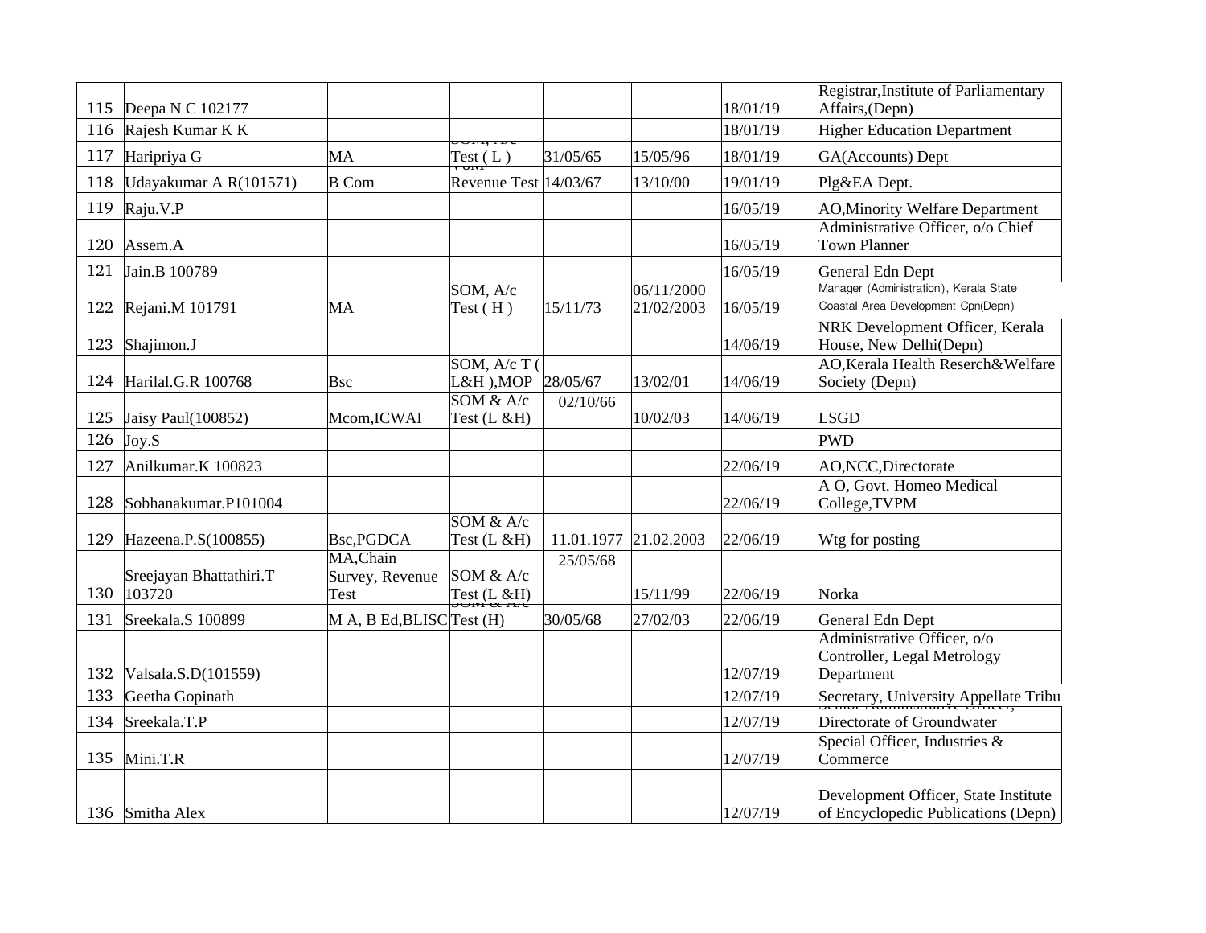| | | | | | | | |
|---|---|---|---|---|---|---|---|
| 115 | Deepa N C 102177 | | | | | 18/01/19 | Registrar,Institute of Parliamentary Affairs,(Depn) |
| 116 | Rajesh Kumar K K | | | | | 18/01/19 | Higher Education Department |
| 117 | Haripriya G | MA | SOM, A/c Test ( L ) | 31/05/65 | 15/05/96 | 18/01/19 | GA(Accounts) Dept |
| 118 | Udayakumar A R(101571) | B Com | SOM Revenue Test | 14/03/67 | 13/10/00 | 19/01/19 | Plg&EA Dept. |
| 119 | Raju.V.P | | | | | 16/05/19 | AO,Minority Welfare Department |
| 120 | Assem.A | | | | | 16/05/19 | Administrative Officer, o/o Chief Town Planner |
| 121 | Jain.B 100789 | | | | | 16/05/19 | General Edn Dept |
| 122 | Rejani.M 101791 | MA | SOM, A/c Test ( H ) | 15/11/73 | 06/11/2000 21/02/2003 | 16/05/19 | Manager (Administration), Kerala State Coastal Area Development Cpn(Depn) |
| 123 | Shajimon.J | | | | | 14/06/19 | NRK Development Officer, Kerala House, New Delhi(Depn) |
| 124 | Harilal.G.R 100768 | Bsc | SOM, A/c T ( L&H ),MOP | 28/05/67 | 13/02/01 | 14/06/19 | AO,Kerala Health Reserch&Welfare Society (Depn) |
| 125 | Jaisy Paul(100852) | Mcom,ICWAI | SOM & A/c Test (L &H) | 02/10/66 | 10/02/03 | 14/06/19 | LSGD |
| 126 | Joy.S | | | | | | PWD |
| 127 | Anilkumar.K 100823 | | | | | 22/06/19 | AO,NCC,Directorate |
| 128 | Sobhanakumar.P101004 | | | | | 22/06/19 | A O, Govt. Homeo Medical College,TVPM |
| 129 | Hazeena.P.S(100855) | Bsc,PGDCA | SOM & A/c Test (L &H) | 11.01.1977 | 21.02.2003 | 22/06/19 | Wtg for posting |
| 130 | Sreejayan Bhattathiri.T 103720 | MA,Chain Survey, Revenue Test | SOM & A/c Test (L &H) | 25/05/68 | 15/11/99 | 22/06/19 | Norka |
| 131 | Sreekala.S 100899 | M A, B Ed,BLISC | SOM & A/c Test (H) | 30/05/68 | 27/02/03 | 22/06/19 | General Edn Dept |
| 132 | Valsala.S.D(101559) | | | | | 12/07/19 | Administrative Officer, o/o Controller, Legal Metrology Department |
| 133 | Geetha Gopinath | | | | | 12/07/19 | Secretary, University Appellate Tribu |
| 134 | Sreekala.T.P | | | | | 12/07/19 | Senior Administrative Officer, Directorate of Groundwater |
| 135 | Mini.T.R | | | | | 12/07/19 | Special Officer, Industries & Commerce |
| 136 | Smitha Alex | | | | | 12/07/19 | Development Officer, State Institute of Encyclopedic Publications (Depn) |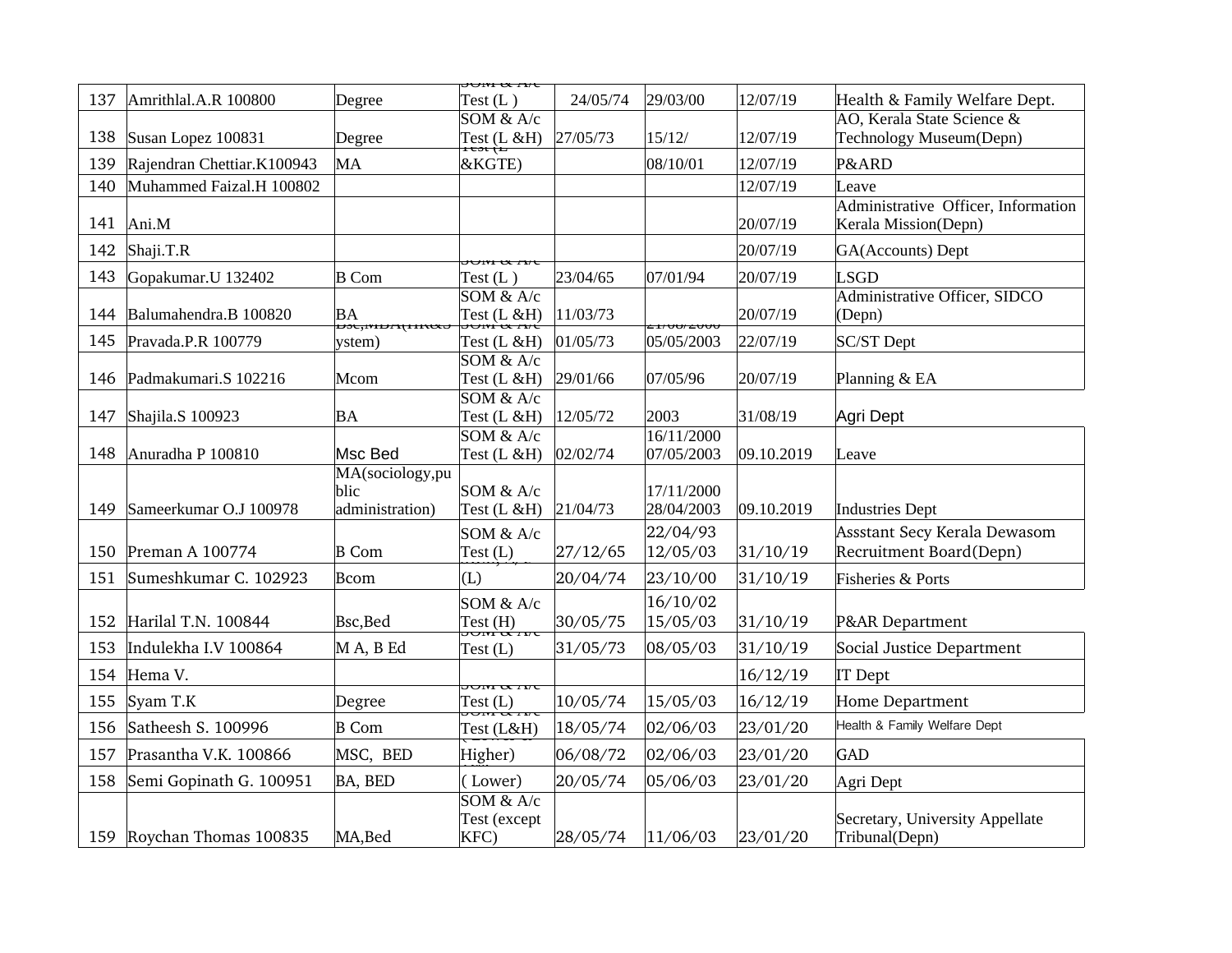| 137 | Amrithlal.A.R 100800 | Degree | SOM & A/c Test (L ) | 24/05/74 | 29/03/00 | 12/07/19 | Health & Family Welfare Dept. |
|---|---|---|---|---|---|---|---|
| 138 | Susan Lopez 100831 | Degree | SOM & A/c Test (L &H) | 27/05/73 | 15/12/ | 12/07/19 | AO, Kerala State Science & Technology Museum(Depn) |
| 139 | Rajendran Chettiar.K100943 | MA | Test (L &KGTE) | | 08/10/01 | 12/07/19 | P&ARD |
| 140 | Muhammed Faizal.H 100802 | | | | | 12/07/19 | Leave |
| 141 | Ani.M | | | | | 20/07/19 | Administrative Officer, Information Kerala Mission(Depn) |
| 142 | Shaji.T.R | | | | | 20/07/19 | GA(Accounts) Dept |
| 143 | Gopakumar.U 132402 | B Com | SOM & A/c Test (L ) | 23/04/65 | 07/01/94 | 20/07/19 | LSGD |
| 144 | Balumahendra.B 100820 | BA | SOM & A/c Test (L &H) | 11/03/73 | | 20/07/19 | Administrative Officer, SIDCO (Depn) |
| 145 | Pravada.P.R 100779 | Bsc,MBA(HR&System) | SOM & A/c Test (L &H) | 01/05/73 | 21/08/2000 05/05/2003 | 22/07/19 | SC/ST Dept |
| 146 | Padmakumari.S 102216 | Mcom | SOM & A/c Test (L &H) | 29/01/66 | 07/05/96 | 20/07/19 | Planning & EA |
| 147 | Shajila.S 100923 | BA | SOM & A/c Test (L &H) | 12/05/72 | 2003 | 31/08/19 | Agri Dept |
| 148 | Anuradha P 100810 | Msc Bed | SOM & A/c Test (L &H) | 02/02/74 | 16/11/2000 07/05/2003 | 09.10.2019 | Leave |
| 149 | Sameerkumar O.J 100978 | MA(sociology,public administration) | SOM & A/c Test (L &H) | 21/04/73 | 17/11/2000 28/04/2003 | 09.10.2019 | Industries Dept |
| 150 | Preman A 100774 | B Com | SOM & A/c Test (L) | 27/12/65 | 22/04/93 12/05/03 | 31/10/19 | Assstant Secy Kerala Dewasom Recruitment Board(Depn) |
| 151 | Sumeshkumar C. 102923 | Bcom | (L) | 20/04/74 | 23/10/00 | 31/10/19 | Fisheries & Ports |
| 152 | Harilal T.N. 100844 | Bsc,Bed | SOM & A/c Test (H) | 30/05/75 | 16/10/02 15/05/03 | 31/10/19 | P&AR Department |
| 153 | Indulekha I.V 100864 | M A, B Ed | SOM & A/c Test (L) | 31/05/73 | 08/05/03 | 31/10/19 | Social Justice Department |
| 154 | Hema V. | | | | | 16/12/19 | IT Dept |
| 155 | Syam T.K | Degree | SOM & A/c Test (L) | 10/05/74 | 15/05/03 | 16/12/19 | Home Department |
| 156 | Satheesh S. 100996 | B Com | SOM & A/c Test (L&H) | 18/05/74 | 02/06/03 | 23/01/20 | Health & Family Welfare Dept |
| 157 | Prasantha V.K. 100866 | MSC, BED | ( Lower & Higher) | 06/08/72 | 02/06/03 | 23/01/20 | GAD |
| 158 | Semi Gopinath G. 100951 | BA, BED | ( Lower) | 20/05/74 | 05/06/03 | 23/01/20 | Agri Dept |
| 159 | Roychan Thomas 100835 | MA,Bed | SOM & A/c Test (except KFC) | 28/05/74 | 11/06/03 | 23/01/20 | Secretary, University Appellate Tribunal(Depn) |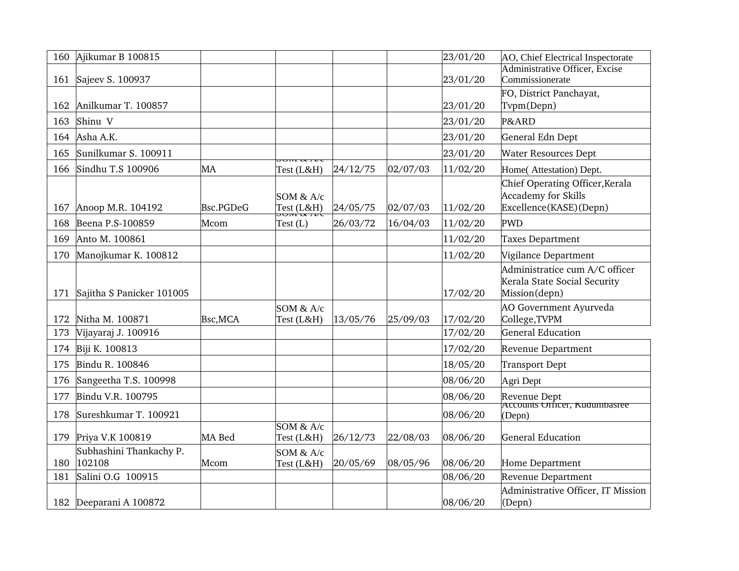| | | | | | | | |
|---|---|---|---|---|---|---|---|
| 160 | Ajikumar B 100815 | | | | | 23/01/20 | AO, Chief Electrical Inspectorate |
| 161 | Sajeev S. 100937 | | | | | 23/01/20 | Administrative Officer, Excise Commissionerate |
| 162 | Anilkumar T. 100857 | | | | | 23/01/20 | FO, District Panchayat, Tvpm(Depn) |
| 163 | Shinu V | | | | | 23/01/20 | P&ARD |
| 164 | Asha A.K. | | | | | 23/01/20 | General Edn Dept |
| 165 | Sunilkumar S. 100911 | | | | | 23/01/20 | Water Resources Dept |
| 166 | Sindhu T.S 100906 | MA | SOM & A/c Test (L&H) | 24/12/75 | 02/07/03 | 11/02/20 | Home( Attestation) Dept. |
| 167 | Anoop M.R. 104192 | Bsc.PGDeG | SOM & A/c Test (L&H) | 24/05/75 | 02/07/03 | 11/02/20 | Chief Operating Officer,Kerala Accademy for Skills Excellence(KASE)(Depn) |
| 168 | Beena P.S-100859 | Mcom | SOM & A/c Test (L) | 26/03/72 | 16/04/03 | 11/02/20 | PWD |
| 169 | Anto M. 100861 | | | | | 11/02/20 | Taxes Department |
| 170 | Manojkumar K. 100812 | | | | | 11/02/20 | Vigilance Department |
| 171 | Sajitha S Panicker 101005 | | | | | 17/02/20 | Administratice cum A/C officer Kerala State Social Security Mission(depn) |
| 172 | Nitha M. 100871 | Bsc,MCA | SOM & A/c Test (L&H) | 13/05/76 | 25/09/03 | 17/02/20 | AO Government Ayurveda College,TVPM |
| 173 | Vijayaraj J. 100916 | | | | | 17/02/20 | General Education |
| 174 | Biji K. 100813 | | | | | 17/02/20 | Revenue Department |
| 175 | Bindu R. 100846 | | | | | 18/05/20 | Transport Dept |
| 176 | Sangeetha T.S. 100998 | | | | | 08/06/20 | Agri Dept |
| 177 | Bindu V.R. 100795 | | | | | 08/06/20 | Revenue Dept |
| 178 | Sureshkumar T. 100921 | | | | | 08/06/20 | Accounts Officer, Kudumbasree (Depn) |
| 179 | Priya V.K 100819 | MA Bed | SOM & A/c Test (L&H) | 26/12/73 | 22/08/03 | 08/06/20 | General Education |
| 180 | Subhashini Thankachy P. 102108 | Mcom | SOM & A/c Test (L&H) | 20/05/69 | 08/05/96 | 08/06/20 | Home Department |
| 181 | Salini O.G 100915 | | | | | 08/06/20 | Revenue Department |
| 182 | Deeparani A 100872 | | | | | 08/06/20 | Administrative Officer, IT Mission (Depn) |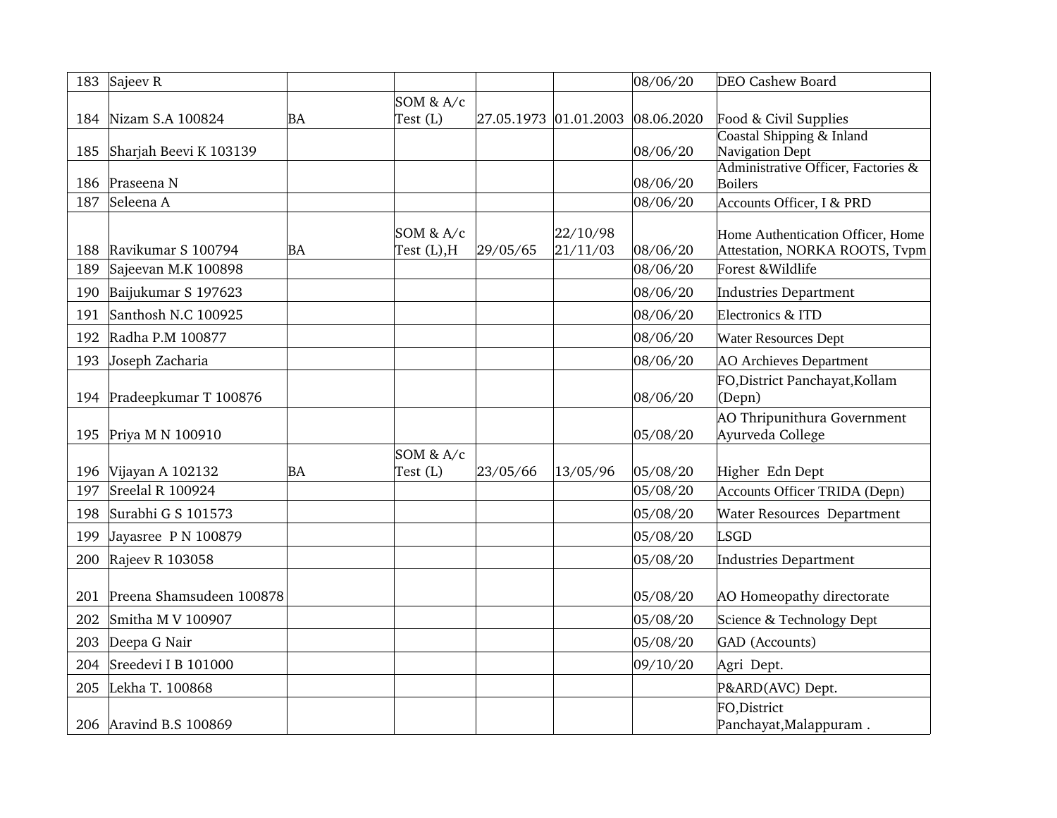| 183 | Sajeev R | | | | | 08/06/20 | DEO Cashew Board |
|---|---|---|---|---|---|---|---|
| 184 | Nizam S.A 100824 | BA | SOM & A/c Test (L) | 27.05.1973 | 01.01.2003 | 08.06.2020 | Food & Civil Supplies |
| 185 | Sharjah Beevi K 103139 | | | | | 08/06/20 | Coastal Shipping & Inland Navigation Dept |
| 186 | Praseena N | | | | | 08/06/20 | Administrative Officer, Factories & Boilers |
| 187 | Seleena A | | | | | 08/06/20 | Accounts Officer, I & PRD |
| 188 | Ravikumar S 100794 | BA | SOM & A/c Test (L),H | 29/05/65 | 22/10/98 21/11/03 | 08/06/20 | Home Authentication Officer, Home Attestation, NORKA ROOTS, Tvpm |
| 189 | Sajeevan M.K 100898 | | | | | 08/06/20 | Forest &Wildlife |
| 190 | Baijukumar S 197623 | | | | | 08/06/20 | Industries Department |
| 191 | Santhosh N.C 100925 | | | | | 08/06/20 | Electronics & ITD |
| 192 | Radha P.M 100877 | | | | | 08/06/20 | Water Resources Dept |
| 193 | Joseph Zacharia | | | | | 08/06/20 | AO Archieves Department |
| 194 | Pradeepkumar T 100876 | | | | | 08/06/20 | FO,District Panchayat,Kollam (Depn) |
| 195 | Priya M N 100910 | | | | | 05/08/20 | AO Thripunithura Government Ayurveda College |
| 196 | Vijayan A 102132 | BA | SOM & A/c Test (L) | 23/05/66 | 13/05/96 | 05/08/20 | Higher Edn Dept |
| 197 | Sreelal R 100924 | | | | | 05/08/20 | Accounts Officer TRIDA (Depn) |
| 198 | Surabhi G S 101573 | | | | | 05/08/20 | Water Resources Department |
| 199 | Jayasree P N 100879 | | | | | 05/08/20 | LSGD |
| 200 | Rajeev R 103058 | | | | | 05/08/20 | Industries Department |
| 201 | Preena Shamsudeen 100878 | | | | | 05/08/20 | AO Homeopathy directorate |
| 202 | Smitha M V 100907 | | | | | 05/08/20 | Science & Technology Dept |
| 203 | Deepa G Nair | | | | | 05/08/20 | GAD (Accounts) |
| 204 | Sreedevi I B 101000 | | | | | 09/10/20 | Agri Dept. |
| 205 | Lekha T. 100868 | | | | | | P&ARD(AVC) Dept. |
| 206 | Aravind B.S 100869 | | | | | | FO,District Panchayat,Malappuram . |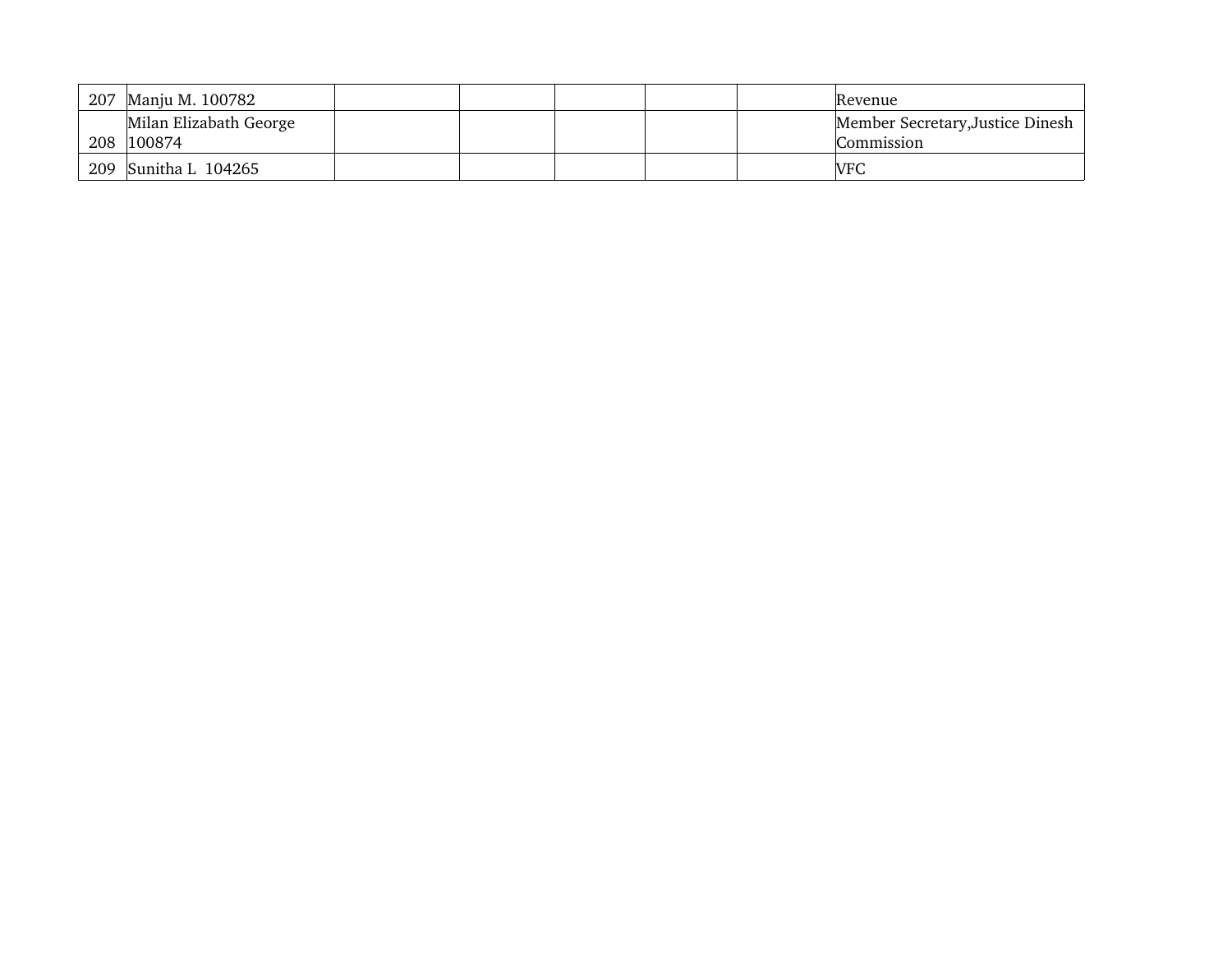| | | | | | | | |
|---|---|---|---|---|---|---|---|
| 207 | Manju M. 100782 | | | | | | Revenue |
| 208 | Milan Elizabath George 100874 | | | | | | Member Secretary,Justice Dinesh Commission |
| 209 | Sunitha L 104265 | | | | | | VFC |